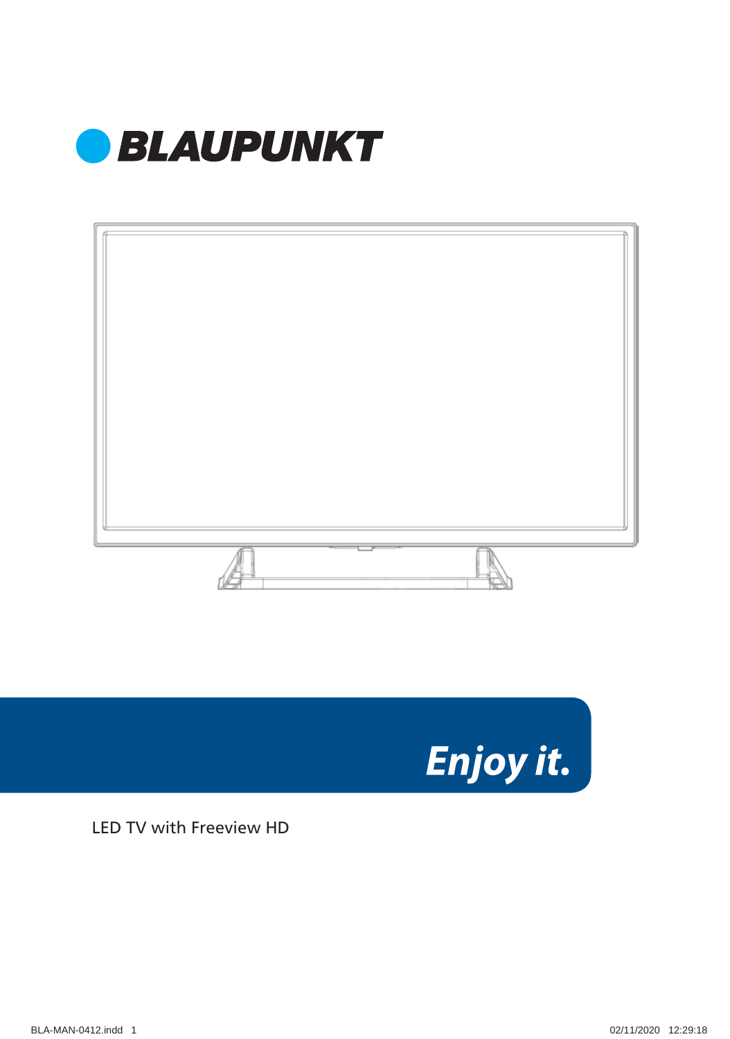# BLAUPUNKT

*Enjoy it.*

LED TV with Freeview HD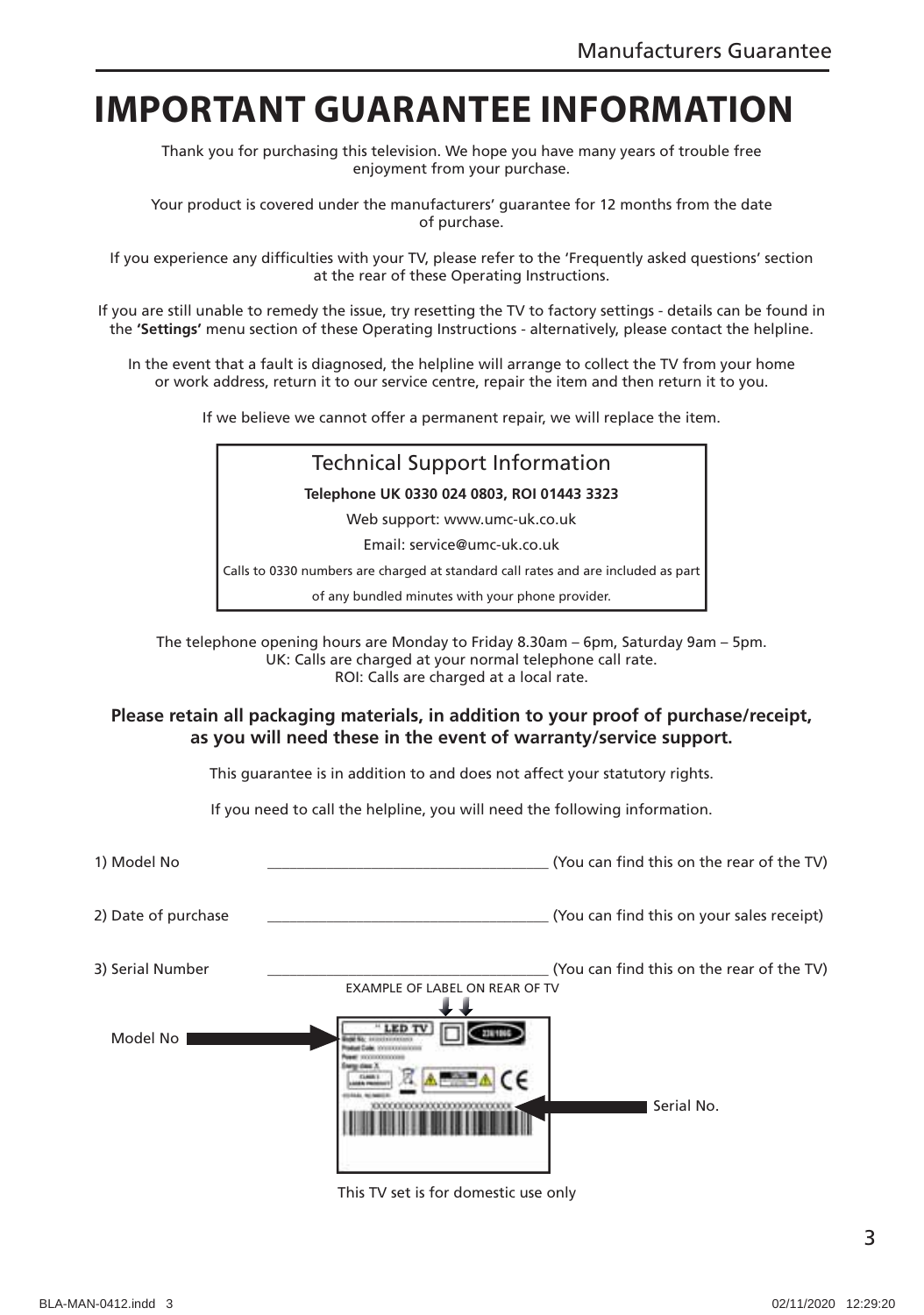# IMPORTANT GUARANTEE INFORMATION

Thank you for purchasing this television. We hope you have many years of trouble free enjoyment from your purchase.

Your product is covered under the manufacturers' guarantee for 12 months from the date of purchase.

If you experience any difficulties with your TV, please refer to the 'Frequently asked questions' section at the rear of these Operating Instructions.

If you are still unable to remedy the issue, try resetting the TV to factory settings - details can be found in the **'Settings'** menu section of these Operating Instructions - alternatively, please contact the helpline.

In the event that a fault is diagnosed, the helpline will arrange to collect the TV from your home or work address, return it to our service centre, repair the item and then return it to you.

If we believe we cannot offer a permanent repair, we will replace the item.

## Technical Support Information

**Telephone UK 0330 024 0803, ROI 01443 3323**

Web support: www.umc-uk.co.uk

Email: service@umc-uk.co.uk

Calls to 0330 numbers are charged at standard call rates and are included as part of any bundled minutes with your phone provider.

The telephone opening hours are Monday to Friday 8.30am – 6pm, Saturday 9am – 5pm.
UK: Calls are charged at your normal telephone call rate.
ROI: Calls are charged at a local rate.

**Please retain all packaging materials, in addition to your proof of purchase/receipt, as you will need these in the event of warranty/service support.**

This guarantee is in addition to and does not affect your statutory rights.

If you need to call the helpline, you will need the following information.

1) Model No ______________________________ (You can find this on the rear of the TV)

2) Date of purchase ______________________________ (You can find this on your sales receipt)

3) Serial Number ______________________________ (You can find this on the rear of the TV)

EXAMPLE OF LABEL ON REAR OF TV

Model No

Serial No.

This TV set is for domestic use only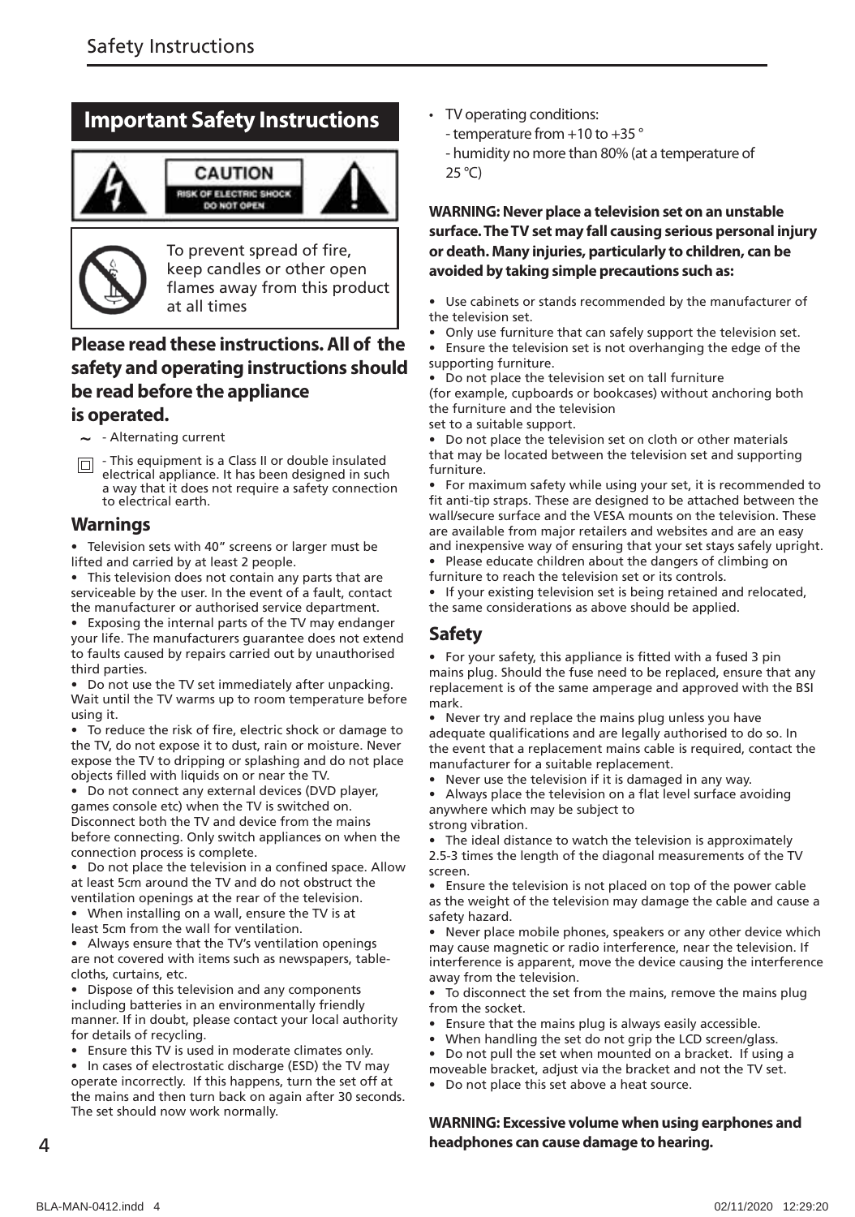# Important Safety Instructions

CAUTION
RISK OF ELECTRIC SHOCK
DO NOT OPEN

To prevent spread of fire, keep candles or other open flames away from this product at all times

## Please read these instructions. All of the safety and operating instructions should be read before the appliance is operated.

~ - Alternating current

⧈ - This equipment is a Class II or double insulated electrical appliance. It has been designed in such a way that it does not require a safety connection to electrical earth.

## Warnings

- Television sets with 40" screens or larger must be lifted and carried by at least 2 people.
- This television does not contain any parts that are serviceable by the user. In the event of a fault, contact the manufacturer or authorised service department.
- Exposing the internal parts of the TV may endanger your life. The manufacturers guarantee does not extend to faults caused by repairs carried out by unauthorised third parties.
- Do not use the TV set immediately after unpacking. Wait until the TV warms up to room temperature before using it.
- To reduce the risk of fire, electric shock or damage to the TV, do not expose it to dust, rain or moisture. Never expose the TV to dripping or splashing and do not place objects filled with liquids on or near the TV.
- Do not connect any external devices (DVD player, games console etc) when the TV is switched on. Disconnect both the TV and device from the mains before connecting. Only switch appliances on when the connection process is complete.
- Do not place the television in a confined space. Allow at least 5cm around the TV and do not obstruct the ventilation openings at the rear of the television.
- When installing on a wall, ensure the TV is at least 5cm from the wall for ventilation.
- Always ensure that the TV's ventilation openings are not covered with items such as newspapers, table-cloths, curtains, etc.
- Dispose of this television and any components including batteries in an environmentally friendly manner. If in doubt, please contact your local authority for details of recycling.
- Ensure this TV is used in moderate climates only.
- In cases of electrostatic discharge (ESD) the TV may operate incorrectly. If this happens, turn the set off at the mains and then turn back on again after 30 seconds. The set should now work normally.
- TV operating conditions:
  - temperature from +10 to +35 °
  - humidity no more than 80% (at a temperature of 25 °C)

**WARNING: Never place a television set on an unstable surface. The TV set may fall causing serious personal injury or death. Many injuries, particularly to children, can be avoided by taking simple precautions such as:**

- Use cabinets or stands recommended by the manufacturer of the television set.
- Only use furniture that can safely support the television set.
- Ensure the television set is not overhanging the edge of the supporting furniture.
- Do not place the television set on tall furniture (for example, cupboards or bookcases) without anchoring both the furniture and the television set to a suitable support.
- Do not place the television set on cloth or other materials that may be located between the television set and supporting furniture.
- For maximum safety while using your set, it is recommended to fit anti-tip straps. These are designed to be attached between the wall/secure surface and the VESA mounts on the television. These are available from major retailers and websites and are an easy and inexpensive way of ensuring that your set stays safely upright.
- Please educate children about the dangers of climbing on furniture to reach the television set or its controls.
- If your existing television set is being retained and relocated, the same considerations as above should be applied.

## Safety

- For your safety, this appliance is fitted with a fused 3 pin mains plug. Should the fuse need to be replaced, ensure that any replacement is of the same amperage and approved with the BSI mark.
- Never try and replace the mains plug unless you have adequate qualifications and are legally authorised to do so. In the event that a replacement mains cable is required, contact the manufacturer for a suitable replacement.
- Never use the television if it is damaged in any way.
- Always place the television on a flat level surface avoiding anywhere which may be subject to strong vibration.
- The ideal distance to watch the television is approximately 2.5-3 times the length of the diagonal measurements of the TV screen.
- Ensure the television is not placed on top of the power cable as the weight of the television may damage the cable and cause a safety hazard.
- Never place mobile phones, speakers or any other device which may cause magnetic or radio interference, near the television. If interference is apparent, move the device causing the interference away from the television.
- To disconnect the set from the mains, remove the mains plug from the socket.
- Ensure that the mains plug is always easily accessible.
- When handling the set do not grip the LCD screen/glass.
- Do not pull the set when mounted on a bracket. If using a moveable bracket, adjust via the bracket and not the TV set.
- Do not place this set above a heat source.

**WARNING: Excessive volume when using earphones and headphones can cause damage to hearing.**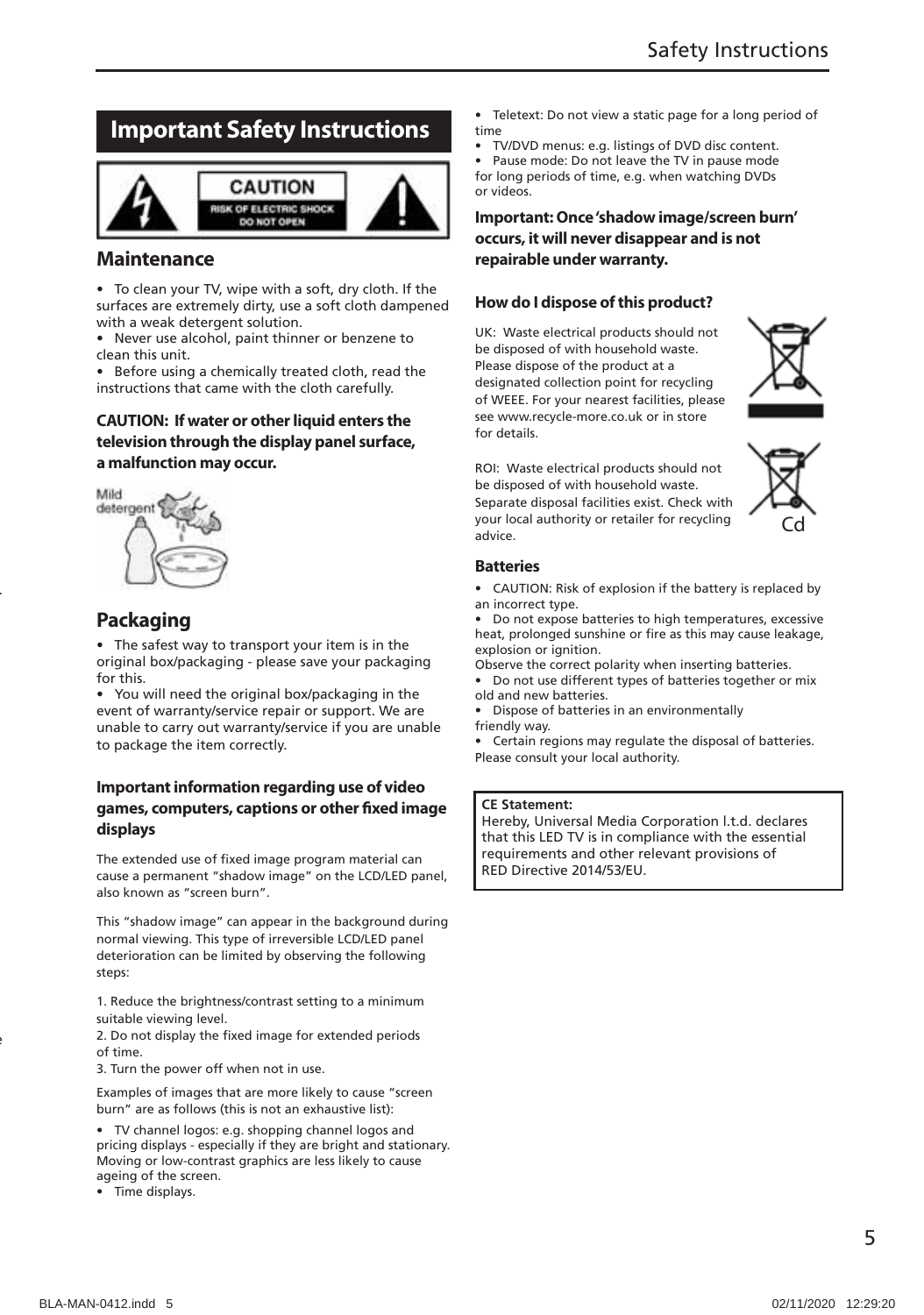# Important Safety Instructions

CAUTION
RISK OF ELECTRIC SHOCK
DO NOT OPEN

## Maintenance

- To clean your TV, wipe with a soft, dry cloth. If the surfaces are extremely dirty, use a soft cloth dampened with a weak detergent solution.
- Never use alcohol, paint thinner or benzene to clean this unit.
- Before using a chemically treated cloth, read the instructions that came with the cloth carefully.

**CAUTION: If water or other liquid enters the television through the display panel surface, a malfunction may occur.**

Mild detergent

## Packaging

- The safest way to transport your item is in the original box/packaging - please save your packaging for this.
- You will need the original box/packaging in the event of warranty/service repair or support. We are unable to carry out warranty/service if you are unable to package the item correctly.

### Important information regarding use of video games, computers, captions or other fixed image displays

The extended use of fixed image program material can cause a permanent "shadow image" on the LCD/LED panel, also known as "screen burn".

This "shadow image" can appear in the background during normal viewing. This type of irreversible LCD/LED panel deterioration can be limited by observing the following steps:

1. Reduce the brightness/contrast setting to a minimum suitable viewing level.
2. Do not display the fixed image for extended periods of time.
3. Turn the power off when not in use.

Examples of images that are more likely to cause "screen burn" are as follows (this is not an exhaustive list):

- TV channel logos: e.g. shopping channel logos and pricing displays - especially if they are bright and stationary. Moving or low-contrast graphics are less likely to cause ageing of the screen.
- Time displays.
- Teletext: Do not view a static page for a long period of time
- TV/DVD menus: e.g. listings of DVD disc content.
- Pause mode: Do not leave the TV in pause mode for long periods of time, e.g. when watching DVDs or videos.

**Important: Once 'shadow image/screen burn' occurs, it will never disappear and is not repairable under warranty.**

### How do I dispose of this product?

UK: Waste electrical products should not be disposed of with household waste. Please dispose of the product at a designated collection point for recycling of WEEE. For your nearest facilities, please see www.recycle-more.co.uk or in store for details.

ROI: Waste electrical products should not be disposed of with household waste. Separate disposal facilities exist. Check with your local authority or retailer for recycling advice.

Cd

### Batteries

- CAUTION: Risk of explosion if the battery is replaced by an incorrect type.
- Do not expose batteries to high temperatures, excessive heat, prolonged sunshine or fire as this may cause leakage, explosion or ignition.

Observe the correct polarity when inserting batteries.

- Do not use different types of batteries together or mix old and new batteries.
- Dispose of batteries in an environmentally friendly way.
- Certain regions may regulate the disposal of batteries. Please consult your local authority.

**CE Statement:**
Hereby, Universal Media Corporation l.t.d. declares that this LED TV is in compliance with the essential requirements and other relevant provisions of RED Directive 2014/53/EU.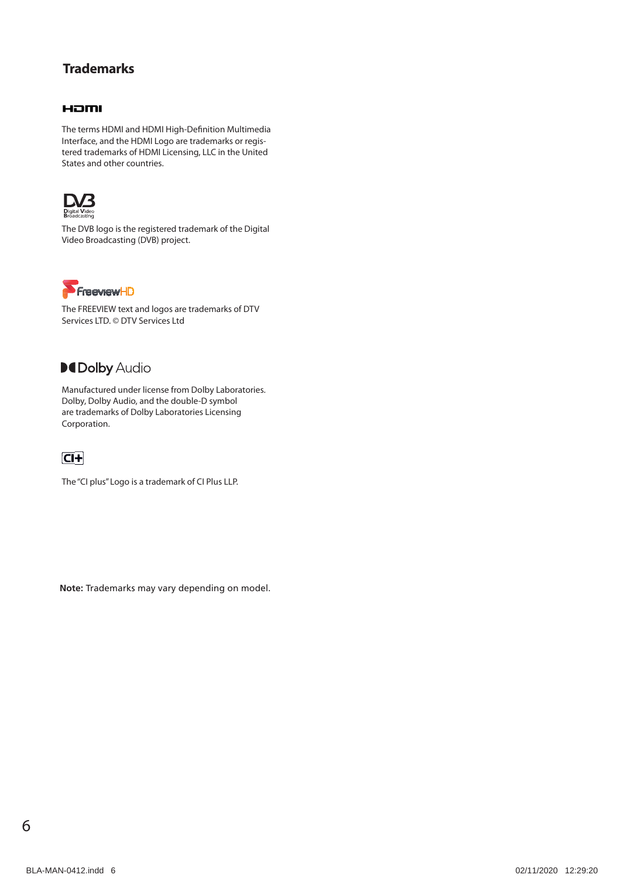## Trademarks

The terms HDMI and HDMI High-Definition Multimedia Interface, and the HDMI Logo are trademarks or registered trademarks of HDMI Licensing, LLC in the United States and other countries.

The DVB logo is the registered trademark of the Digital Video Broadcasting (DVB) project.

The FREEVIEW text and logos are trademarks of DTV Services LTD. © DTV Services Ltd

Manufactured under license from Dolby Laboratories. Dolby, Dolby Audio, and the double-D symbol are trademarks of Dolby Laboratories Licensing Corporation.

The "CI plus" Logo is a trademark of CI Plus LLP.

**Note:** Trademarks may vary depending on model.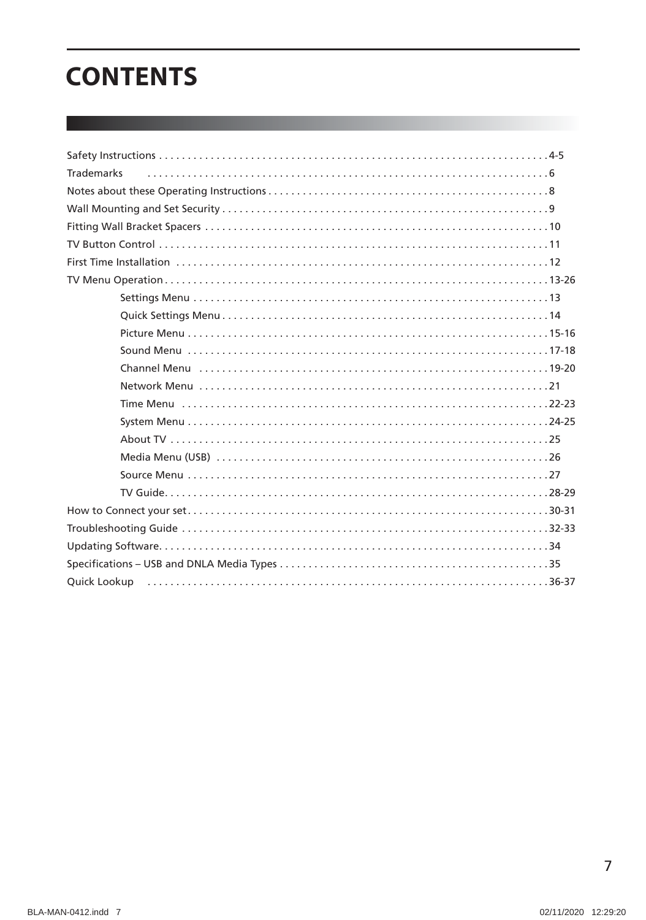# CONTENTS

| Section | Page |
|---|---|
| Safety Instructions | 4-5 |
| Trademarks | 6 |
| Notes about these Operating Instructions | 8 |
| Wall Mounting and Set Security | 9 |
| Fitting Wall Bracket Spacers | 10 |
| TV Button Control | 11 |
| First Time Installation | 12 |
| TV Menu Operation | 13-26 |
| Settings Menu | 13 |
| Quick Settings Menu | 14 |
| Picture Menu | 15-16 |
| Sound Menu | 17-18 |
| Channel Menu | 19-20 |
| Network Menu | 21 |
| Time Menu | 22-23 |
| System Menu | 24-25 |
| About TV | 25 |
| Media Menu (USB) | 26 |
| Source Menu | 27 |
| TV Guide | 28-29 |
| How to Connect your set | 30-31 |
| Troubleshooting Guide | 32-33 |
| Updating Software | 34 |
| Specifications – USB and DNLA Media Types | 35 |
| Quick Lookup | 36-37 |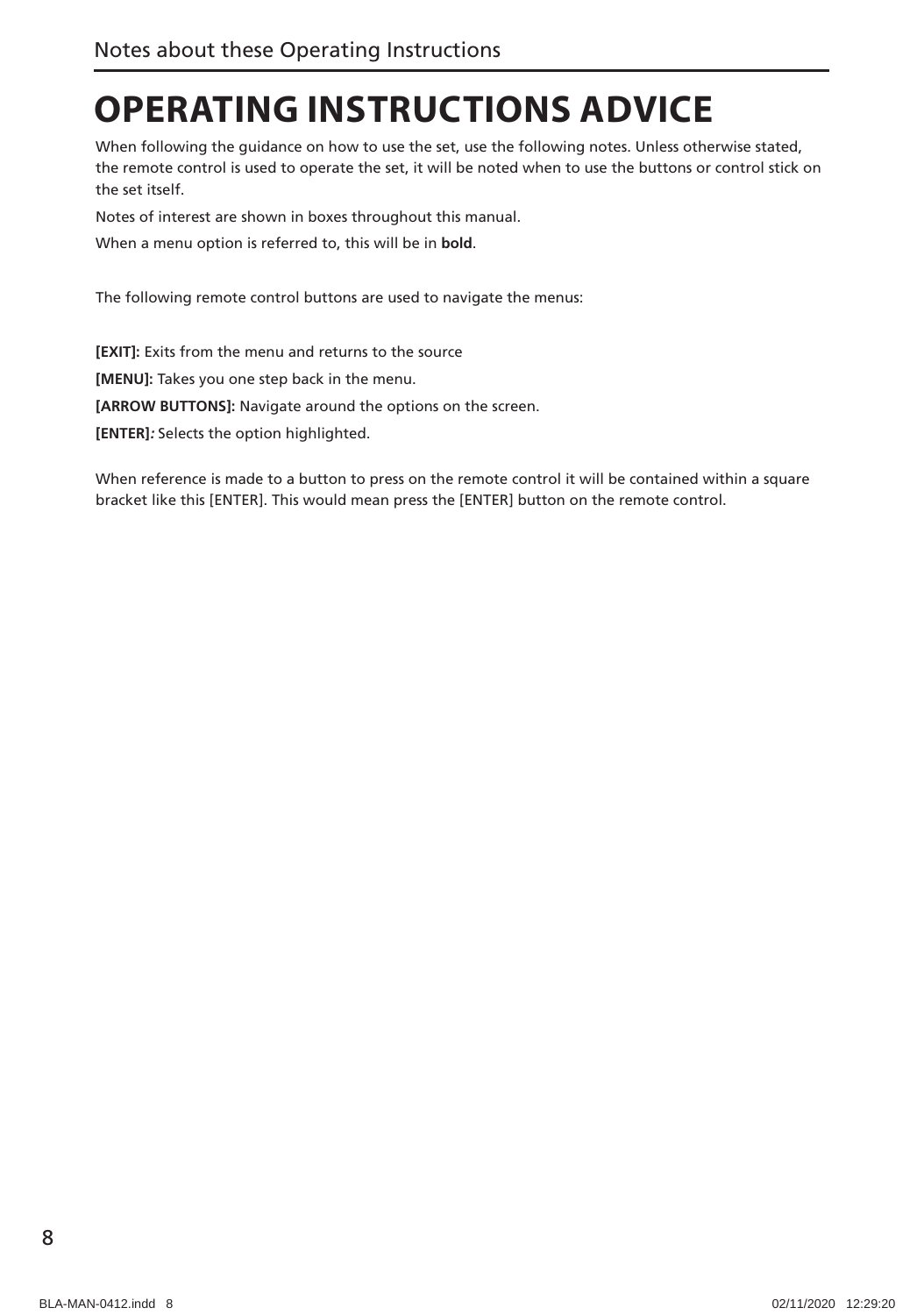# OPERATING INSTRUCTIONS ADVICE

When following the guidance on how to use the set, use the following notes. Unless otherwise stated, the remote control is used to operate the set, it will be noted when to use the buttons or control stick on the set itself.

Notes of interest are shown in boxes throughout this manual.

When a menu option is referred to, this will be in **bold**.

The following remote control buttons are used to navigate the menus:

**[EXIT]:** Exits from the menu and returns to the source

**[MENU]:** Takes you one step back in the menu.

**[ARROW BUTTONS]:** Navigate around the options on the screen.

**[ENTER]***:* Selects the option highlighted.

When reference is made to a button to press on the remote control it will be contained within a square bracket like this [ENTER]. This would mean press the [ENTER] button on the remote control.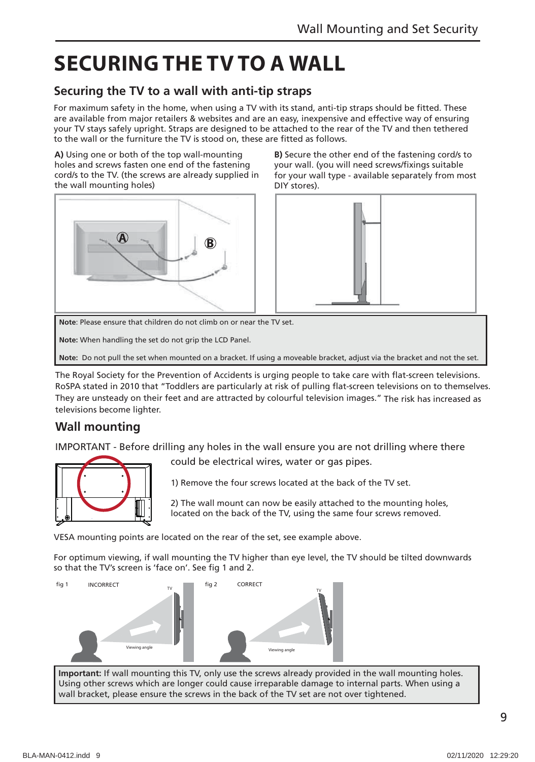# SECURING THE TV TO A WALL

## Securing the TV to a wall with anti-tip straps

For maximum safety in the home, when using a TV with its stand, anti-tip straps should be fitted. These are available from major retailers & websites and are an easy, inexpensive and effective way of ensuring your TV stays safely upright. Straps are designed to be attached to the rear of the TV and then tethered to the wall or the furniture the TV is stood on, these are fitted as follows.

**A)** Using one or both of the top wall-mounting holes and screws fasten one end of the fastening cord/s to the TV. (the screws are already supplied in the wall mounting holes)

**B)** Secure the other end of the fastening cord/s to your wall. (you will need screws/fixings suitable for your wall type - available separately from most DIY stores).

**Note**: Please ensure that children do not climb on or near the TV set.

**Note:** When handling the set do not grip the LCD Panel.

**Note:** Do not pull the set when mounted on a bracket. If using a moveable bracket, adjust via the bracket and not the set.

The Royal Society for the Prevention of Accidents is urging people to take care with flat-screen televisions. RoSPA stated in 2010 that “Toddlers are particularly at risk of pulling flat-screen televisions on to themselves. They are unsteady on their feet and are attracted by colourful television images.” The risk has increased as televisions become lighter.

## Wall mounting

IMPORTANT - Before drilling any holes in the wall ensure you are not drilling where there could be electrical wires, water or gas pipes.

1) Remove the four screws located at the back of the TV set.

2) The wall mount can now be easily attached to the mounting holes, located on the back of the TV, using the same four screws removed.

VESA mounting points are located on the rear of the set, see example above.

For optimum viewing, if wall mounting the TV higher than eye level, the TV should be tilted downwards so that the TV’s screen is ‘face on’. See fig 1 and 2.

fig 1 INCORRECT

fig 2 CORRECT

**Important:** If wall mounting this TV, only use the screws already provided in the wall mounting holes. Using other screws which are longer could cause irreparable damage to internal parts. When using a wall bracket, please ensure the screws in the back of the TV set are not over tightened.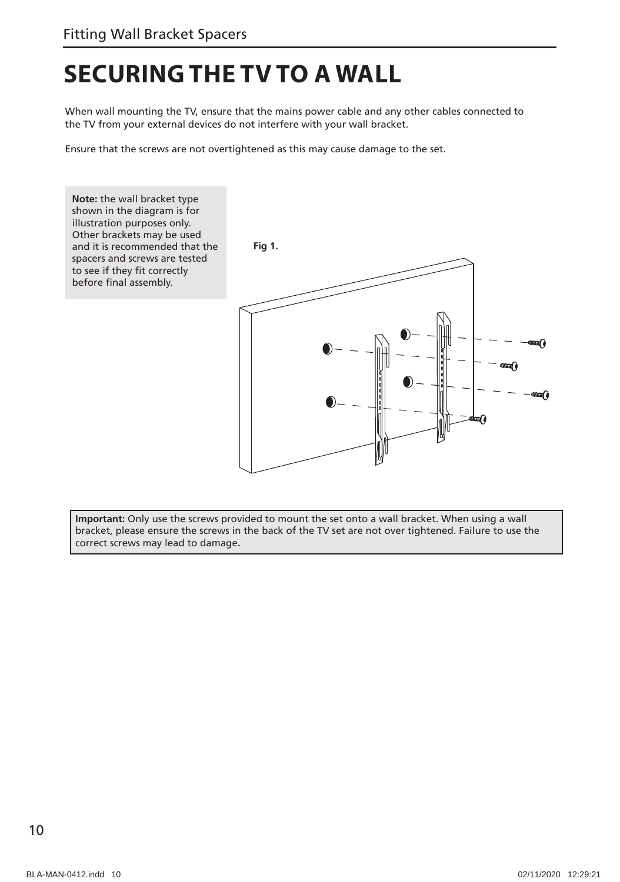# SECURING THE TV TO A WALL

When wall mounting the TV, ensure that the mains power cable and any other cables connected to the TV from your external devices do not interfere with your wall bracket.

Ensure that the screws are not overtightened as this may cause damage to the set.

**Note:** the wall bracket type shown in the diagram is for illustration purposes only. Other brackets may be used and it is recommended that the spacers and screws are tested to see if they fit correctly before final assembly.

**Fig 1.**

**Important:** Only use the screws provided to mount the set onto a wall bracket. When using a wall bracket, please ensure the screws in the back of the TV set are not over tightened. Failure to use the correct screws may lead to damage.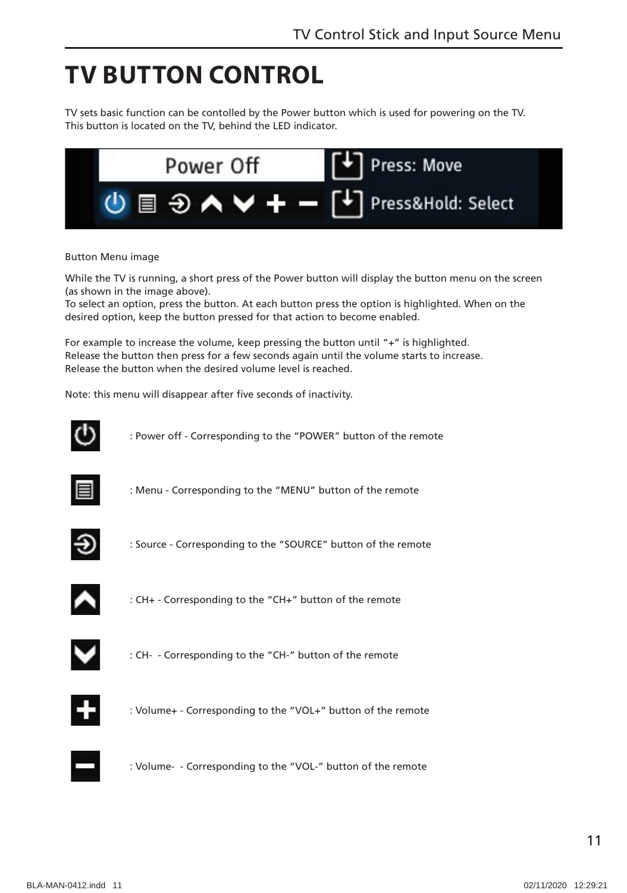# TV BUTTON CONTROL

TV sets basic function can be contolled by the Power button which is used for powering on the TV.
This button is located on the TV, behind the LED indicator.

Button Menu image

While the TV is running, a short press of the Power button will display the button menu on the screen (as shown in the image above).
To select an option, press the button. At each button press the option is highlighted. When on the desired option, keep the button pressed for that action to become enabled.

For example to increase the volume, keep pressing the button until "+" is highlighted.
Release the button then press for a few seconds again until the volume starts to increase.
Release the button when the desired volume level is reached.

Note: this menu will disappear after five seconds of inactivity.

: Power off - Corresponding to the "POWER" button of the remote

: Menu - Corresponding to the "MENU" button of the remote

: Source - Corresponding to the "SOURCE" button of the remote

: CH+ - Corresponding to the "CH+" button of the remote

: CH-  - Corresponding to the "CH-" button of the remote

: Volume+ - Corresponding to the "VOL+" button of the remote

: Volume-  - Corresponding to the "VOL-" button of the remote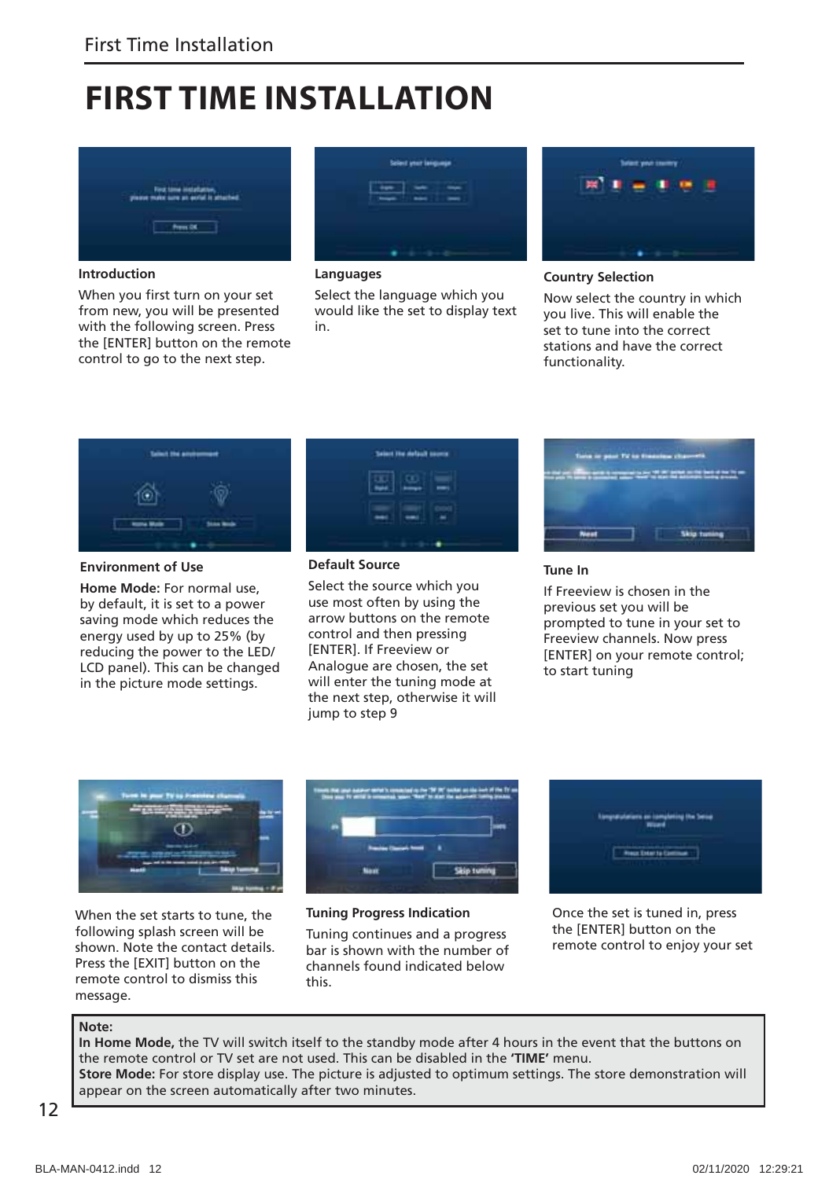# FIRST TIME INSTALLATION

**Introduction**

When you first turn on your set from new, you will be presented with the following screen. Press the [ENTER] button on the remote control to go to the next step.

**Languages**

Select the language which you would like the set to display text in.

**Country Selection**

Now select the country in which you live. This will enable the set to tune into the correct stations and have the correct functionality.

**Environment of Use**

**Home Mode:** For normal use, by default, it is set to a power saving mode which reduces the energy used by up to 25% (by reducing the power to the LED/ LCD panel). This can be changed in the picture mode settings.

**Default Source**

Select the source which you use most often by using the arrow buttons on the remote control and then pressing [ENTER]. If Freeview or Analogue are chosen, the set will enter the tuning mode at the next step, otherwise it will jump to step 9

**Tune In**

If Freeview is chosen in the previous set you will be prompted to tune in your set to Freeview channels. Now press [ENTER] on your remote control; to start tuning

When the set starts to tune, the following splash screen will be shown. Note the contact details. Press the [EXIT] button on the remote control to dismiss this message.

**Tuning Progress Indication**

Tuning continues and a progress bar is shown with the number of channels found indicated below this.

Once the set is tuned in, press the [ENTER] button on the remote control to enjoy your set

**Note:**
**In Home Mode,** the TV will switch itself to the standby mode after 4 hours in the event that the buttons on the remote control or TV set are not used. This can be disabled in the **'TIME'** menu.
**Store Mode:** For store display use. The picture is adjusted to optimum settings. The store demonstration will appear on the screen automatically after two minutes.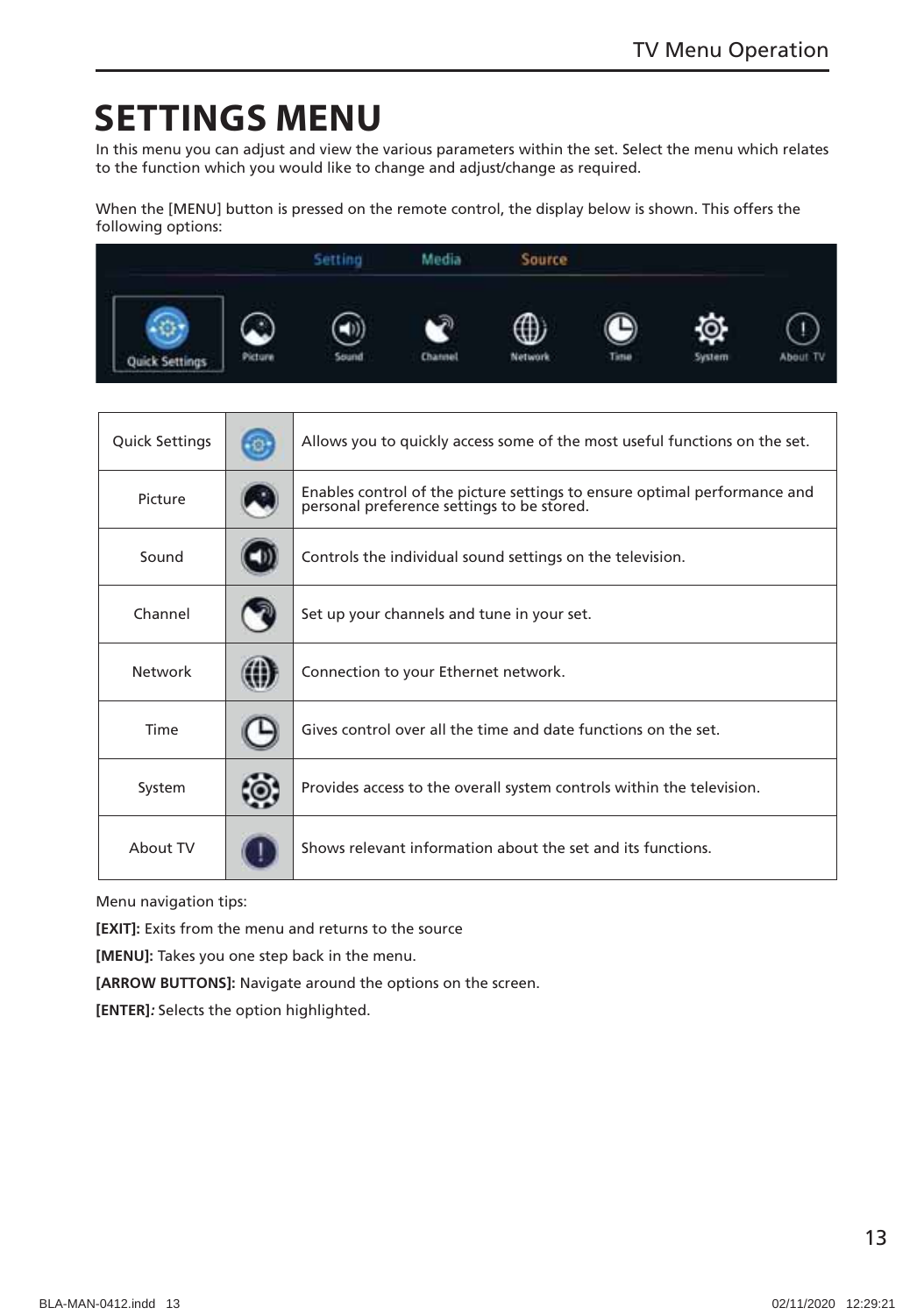# SETTINGS MENU

In this menu you can adjust and view the various parameters within the set. Select the menu which relates to the function which you would like to change and adjust/change as required.

When the [MENU] button is pressed on the remote control, the display below is shown. This offers the following options:

| Quick Settings | | Allows you to quickly access some of the most useful functions on the set. |
|---|---|---|
| Picture | | Enables control of the picture settings to ensure optimal performance and personal preference settings to be stored. |
| Sound | | Controls the individual sound settings on the television. |
| Channel | | Set up your channels and tune in your set. |
| Network | | Connection to your Ethernet network. |
| Time | | Gives control over all the time and date functions on the set. |
| System | | Provides access to the overall system controls within the television. |
| About TV | | Shows relevant information about the set and its functions. |

Menu navigation tips:

**[EXIT]:** Exits from the menu and returns to the source

**[MENU]:** Takes you one step back in the menu.

**[ARROW BUTTONS]:** Navigate around the options on the screen.

**[ENTER]***:* Selects the option highlighted.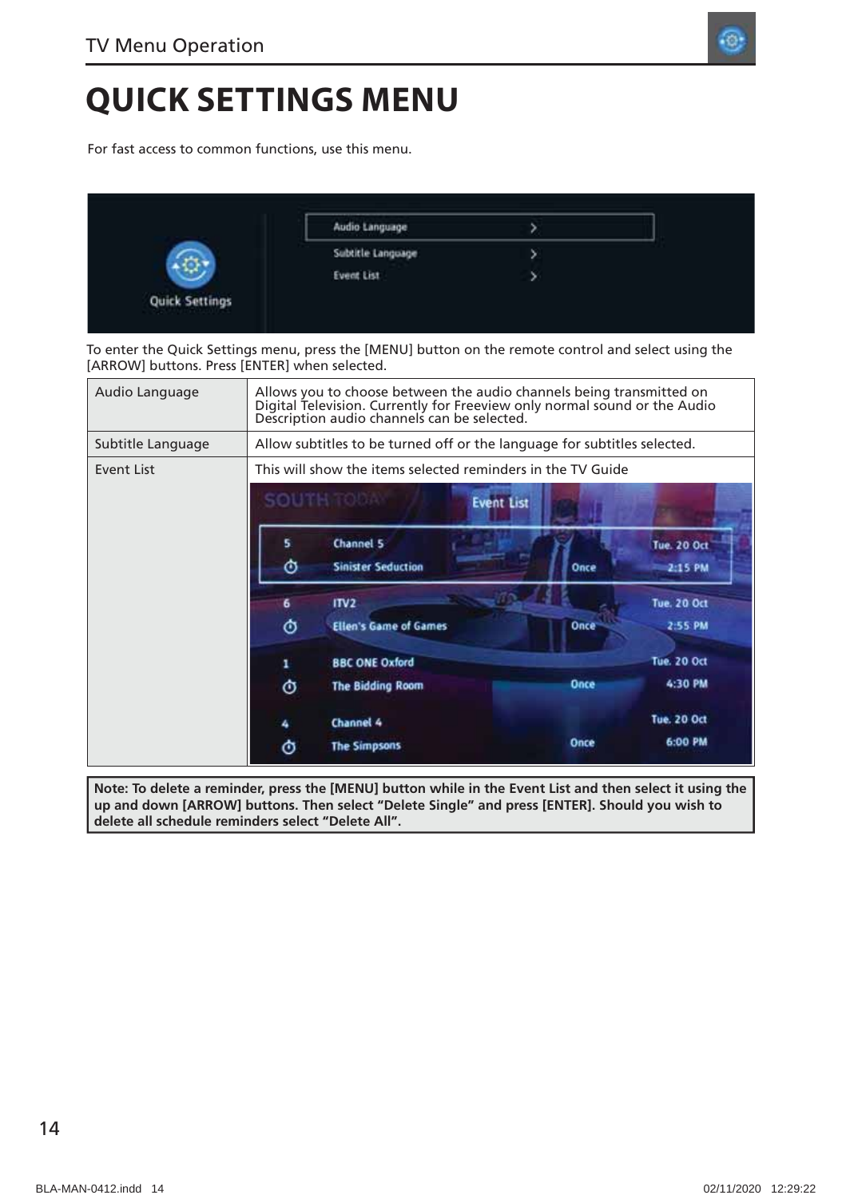# QUICK SETTINGS MENU

For fast access to common functions, use this menu.

To enter the Quick Settings menu, press the [MENU] button on the remote control and select using the [ARROW] buttons. Press [ENTER] when selected.

| | |
|---|---|
| Audio Language | Allows you to choose between the audio channels being transmitted on Digital Television. Currently for Freeview only normal sound or the Audio Description audio channels can be selected. |
| Subtitle Language | Allow subtitles to be turned off or the language for subtitles selected. |
| Event List | This will show the items selected reminders in the TV Guide |

**Note: To delete a reminder, press the [MENU] button while in the Event List and then select it using the up and down [ARROW] buttons. Then select "Delete Single" and press [ENTER]. Should you wish to delete all schedule reminders select "Delete All".**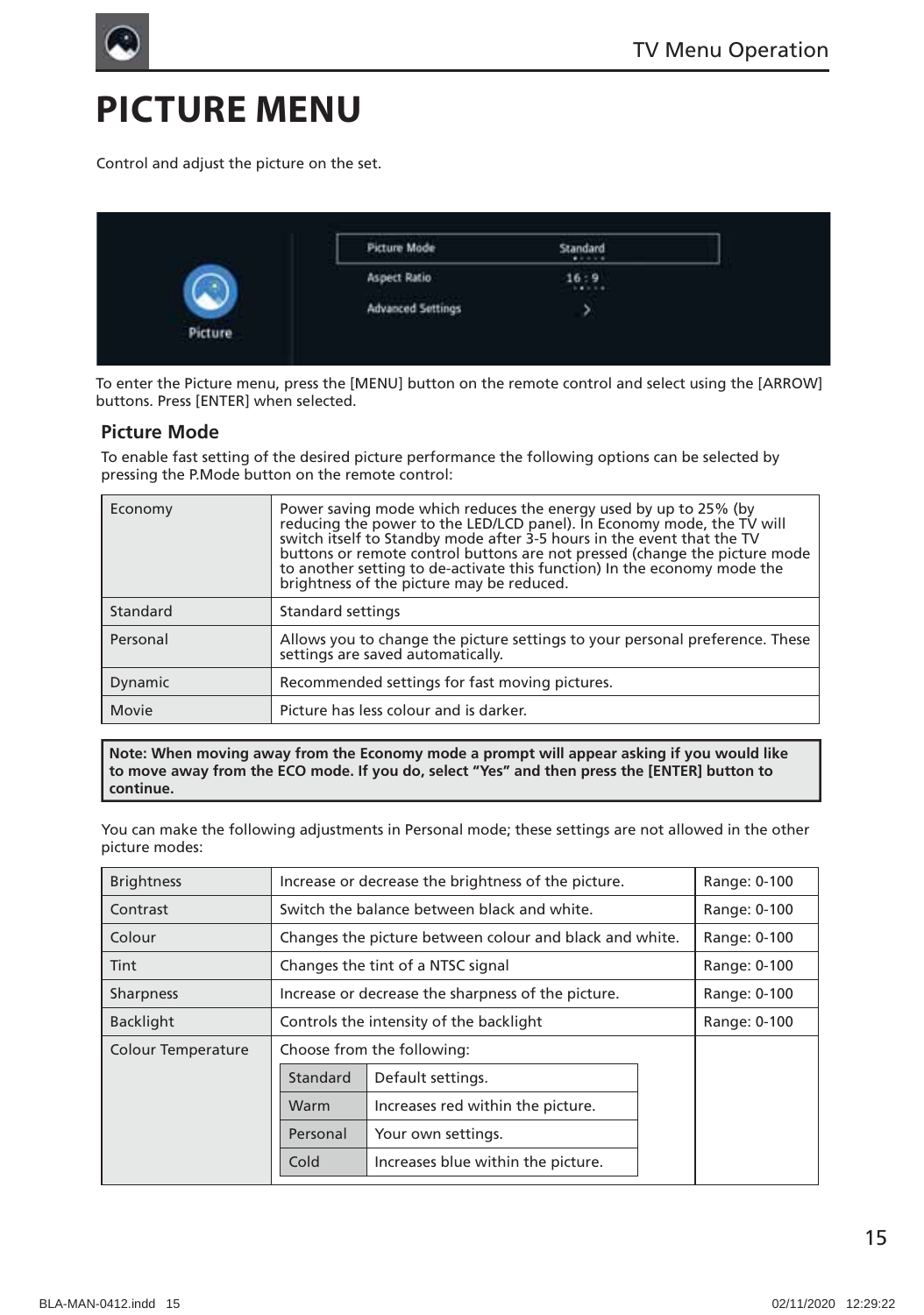# PICTURE MENU

Control and adjust the picture on the set.

To enter the Picture menu, press the [MENU] button on the remote control and select using the [ARROW] buttons. Press [ENTER] when selected.

### Picture Mode

To enable fast setting of the desired picture performance the following options can be selected by pressing the P.Mode button on the remote control:

| | |
|---|---|
| Economy | Power saving mode which reduces the energy used by up to 25% (by reducing the power to the LED/LCD panel). In Economy mode, the TV will switch itself to Standby mode after 3-5 hours in the event that the TV buttons or remote control buttons are not pressed (change the picture mode to another setting to de-activate this function) In the economy mode the brightness of the picture may be reduced. |
| Standard | Standard settings |
| Personal | Allows you to change the picture settings to your personal preference. These settings are saved automatically. |
| Dynamic | Recommended settings for fast moving pictures. |
| Movie | Picture has less colour and is darker. |

**Note: When moving away from the Economy mode a prompt will appear asking if you would like to move away from the ECO mode. If you do, select “Yes” and then press the [ENTER] button to continue.**

You can make the following adjustments in Personal mode; these settings are not allowed in the other picture modes:

| | | |
|---|---|---|
| Brightness | Increase or decrease the brightness of the picture. | Range: 0-100 |
| Contrast | Switch the balance between black and white. | Range: 0-100 |
| Colour | Changes the picture between colour and black and white. | Range: 0-100 |
| Tint | Changes the tint of a NTSC signal | Range: 0-100 |
| Sharpness | Increase or decrease the sharpness of the picture. | Range: 0-100 |
| Backlight | Controls the intensity of the backlight | Range: 0-100 |
| Colour Temperature | Choose from the following:<br>Standard – Default settings.<br>Warm – Increases red within the picture.<br>Personal – Your own settings.<br>Cold – Increases blue within the picture. | |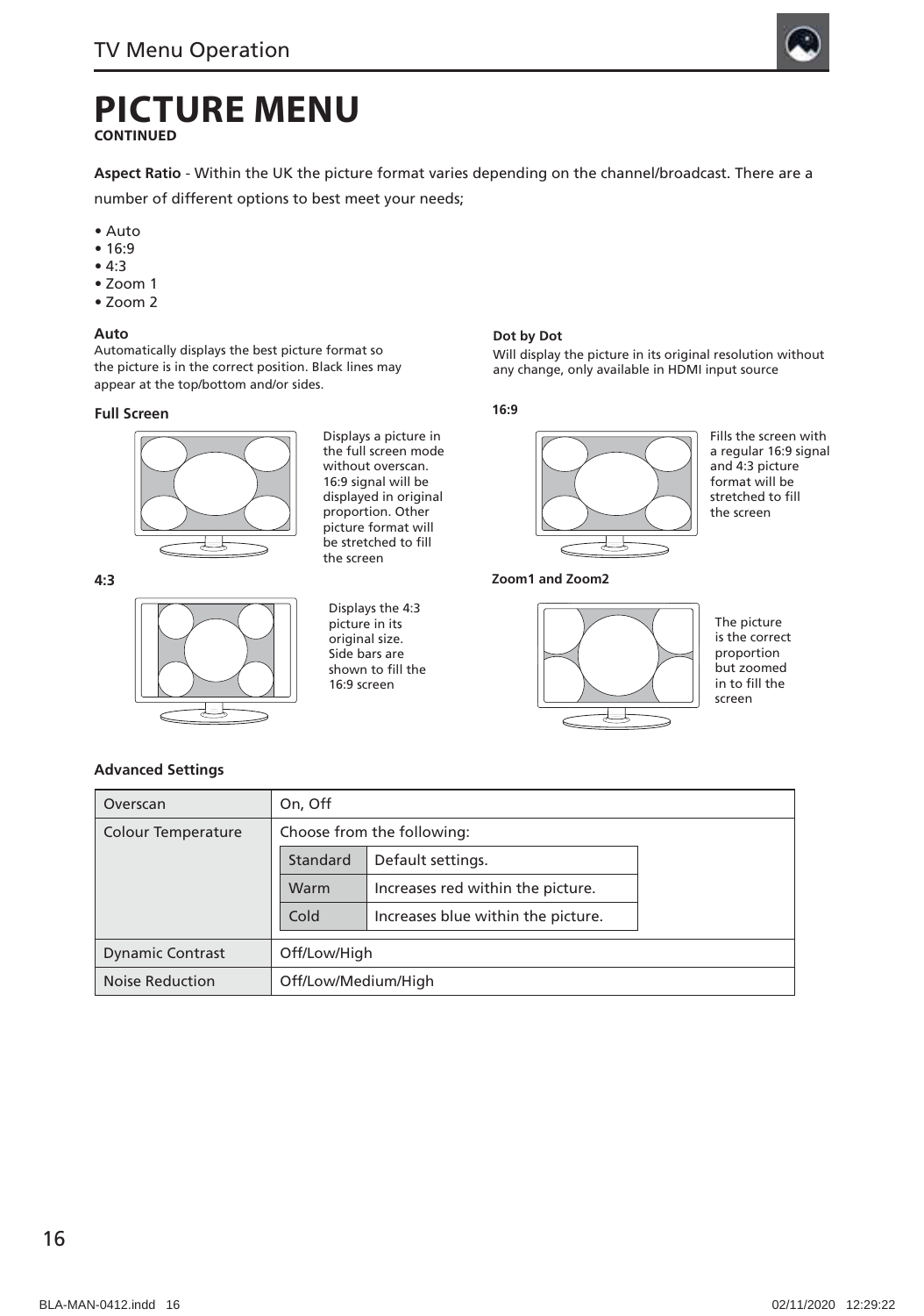# PICTURE MENU

**CONTINUED**

**Aspect Ratio** - Within the UK the picture format varies depending on the channel/broadcast. There are a number of different options to best meet your needs;

- Auto
- 16:9
- 4:3
- Zoom 1
- Zoom 2

**Auto**

Automatically displays the best picture format so the picture is in the correct position. Black lines may appear at the top/bottom and/or sides.

**Full Screen**

Displays a picture in the full screen mode without overscan. 16:9 signal will be displayed in original proportion. Other picture format will be stretched to fill the screen

**4:3**

Displays the 4:3 picture in its original size. Side bars are shown to fill the 16:9 screen

**Dot by Dot**

Will display the picture in its original resolution without any change, only available in HDMI input source

**16:9**

Fills the screen with a regular 16:9 signal and 4:3 picture format will be stretched to fill the screen

**Zoom1 and Zoom2**

The picture is the correct proportion but zoomed in to fill the screen

**Advanced Settings**

| Overscan | On, Off | |
|---|---|---|
| Colour Temperature | Choose from the following: | |
| | Standard | Default settings. |
| | Warm | Increases red within the picture. |
| | Cold | Increases blue within the picture. |
| Dynamic Contrast | Off/Low/High | |
| Noise Reduction | Off/Low/Medium/High | |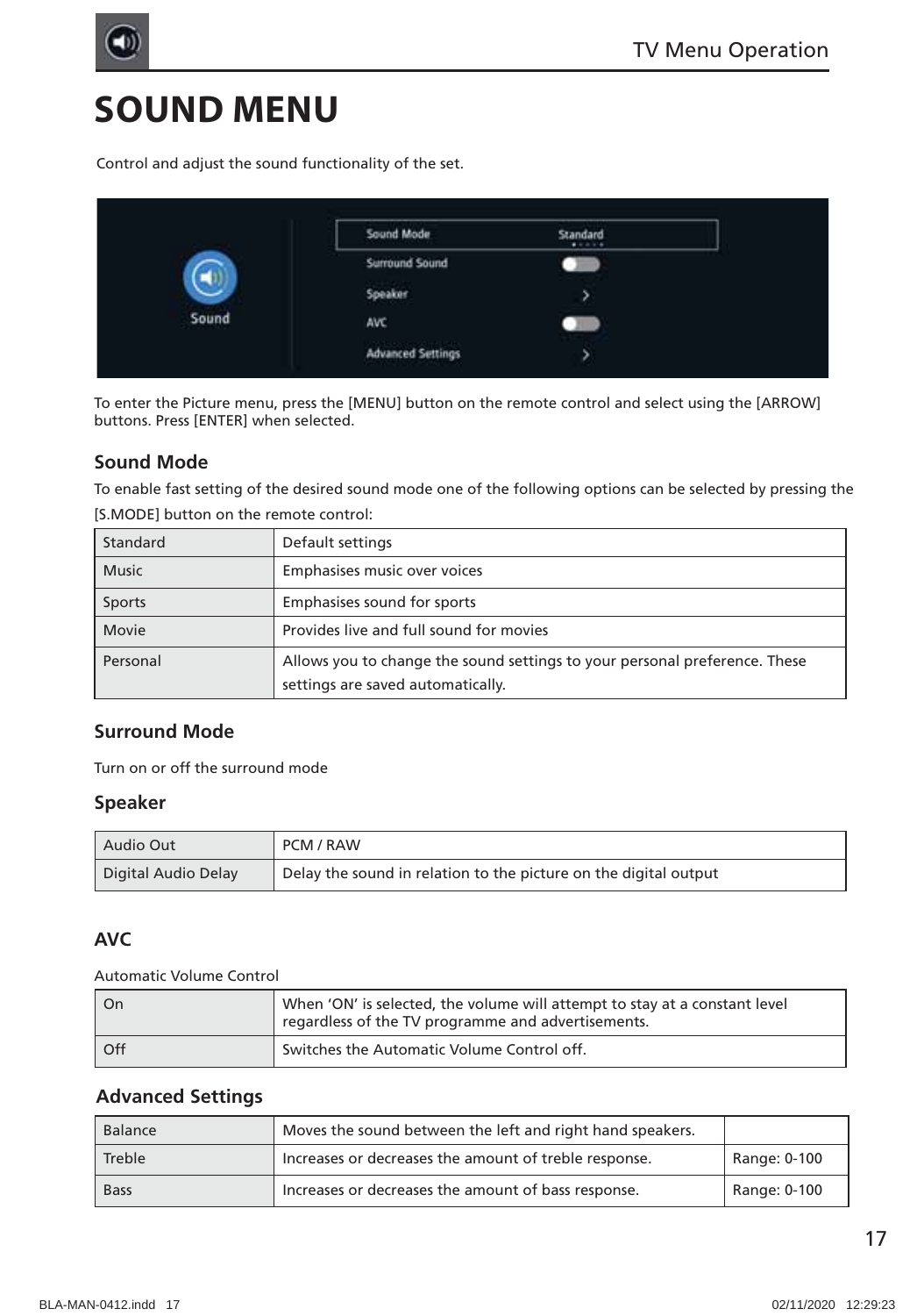# SOUND MENU

Control and adjust the sound functionality of the set.

To enter the Picture menu, press the [MENU] button on the remote control and select using the [ARROW] buttons. Press [ENTER] when selected.

### Sound Mode

To enable fast setting of the desired sound mode one of the following options can be selected by pressing the [S.MODE] button on the remote control:

| Standard | Default settings |
|---|---|
| Music | Emphasises music over voices |
| Sports | Emphasises sound for sports |
| Movie | Provides live and full sound for movies |
| Personal | Allows you to change the sound settings to your personal preference. These settings are saved automatically. |

### Surround Mode

Turn on or off the surround mode

### Speaker

| Audio Out | PCM / RAW |
|---|---|
| Digital Audio Delay | Delay the sound in relation to the picture on the digital output |

### AVC

Automatic Volume Control

| On | When 'ON' is selected, the volume will attempt to stay at a constant level regardless of the TV programme and advertisements. |
|---|---|
| Off | Switches the Automatic Volume Control off. |

### Advanced Settings

| Balance | Moves the sound between the left and right hand speakers. | |
|---|---|---|
| Treble | Increases or decreases the amount of treble response. | Range: 0-100 |
| Bass | Increases or decreases the amount of bass response. | Range: 0-100 |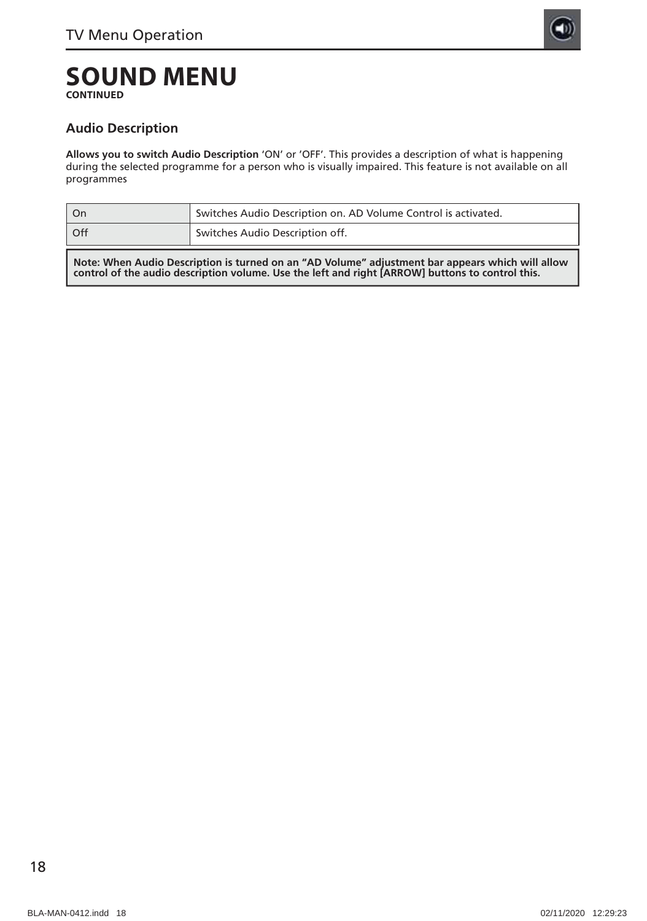# SOUND MENU
**CONTINUED**

## Audio Description

**Allows you to switch Audio Description** 'ON' or 'OFF'. This provides a description of what is happening during the selected programme for a person who is visually impaired. This feature is not available on all programmes

| On | Switches Audio Description on. AD Volume Control is activated. |
|---|---|
| Off | Switches Audio Description off. |

**Note: When Audio Description is turned on an "AD Volume" adjustment bar appears which will allow control of the audio description volume. Use the left and right [ARROW] buttons to control this.**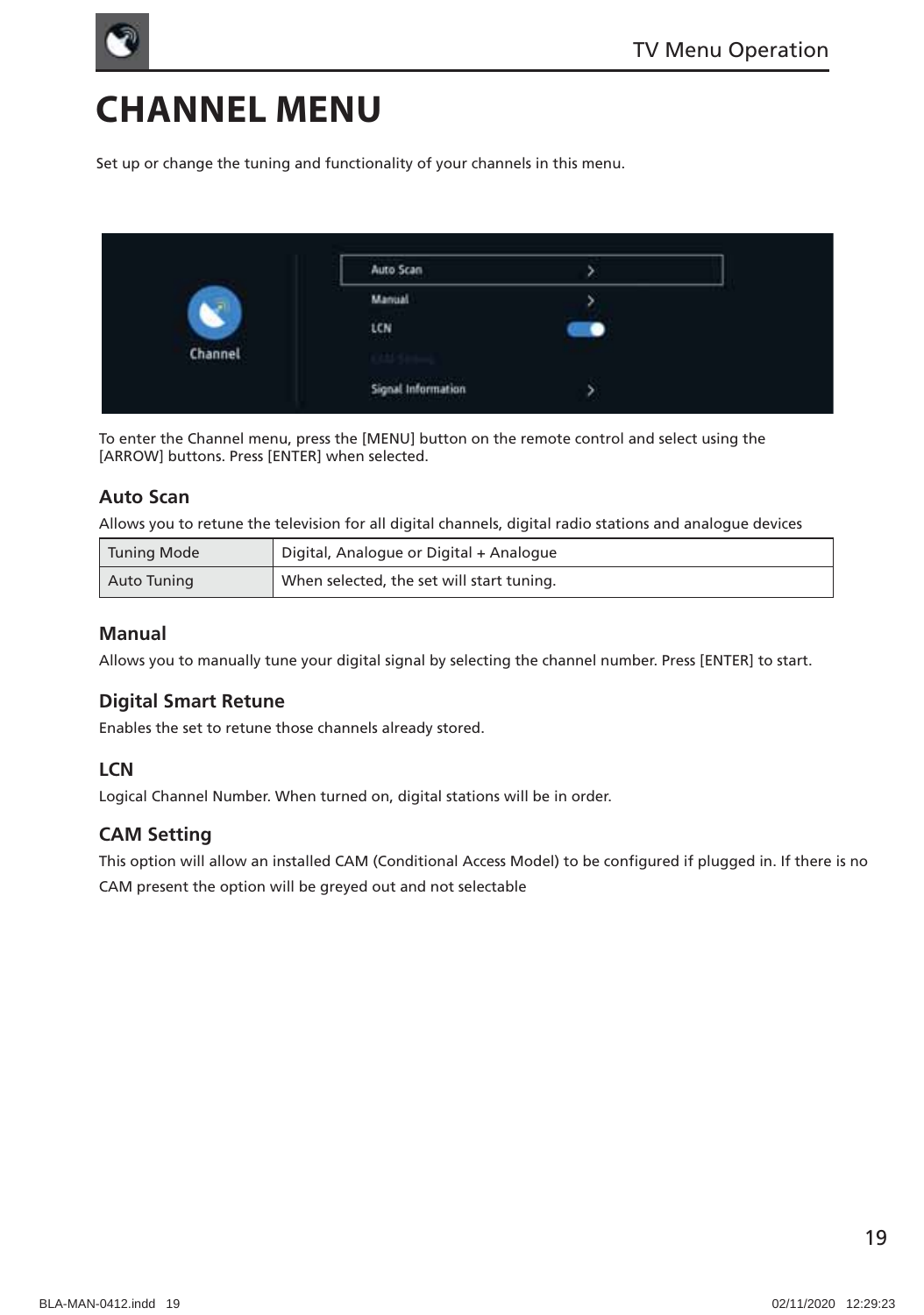# CHANNEL MENU

Set up or change the tuning and functionality of your channels in this menu.

To enter the Channel menu, press the [MENU] button on the remote control and select using the [ARROW] buttons. Press [ENTER] when selected.

### Auto Scan

Allows you to retune the television for all digital channels, digital radio stations and analogue devices

| Tuning Mode | Digital, Analogue or Digital + Analogue |
|---|---|
| Auto Tuning | When selected, the set will start tuning. |

### Manual

Allows you to manually tune your digital signal by selecting the channel number. Press [ENTER] to start.

### Digital Smart Retune

Enables the set to retune those channels already stored.

### LCN

Logical Channel Number. When turned on, digital stations will be in order.

### CAM Setting

This option will allow an installed CAM (Conditional Access Model) to be configured if plugged in. If there is no CAM present the option will be greyed out and not selectable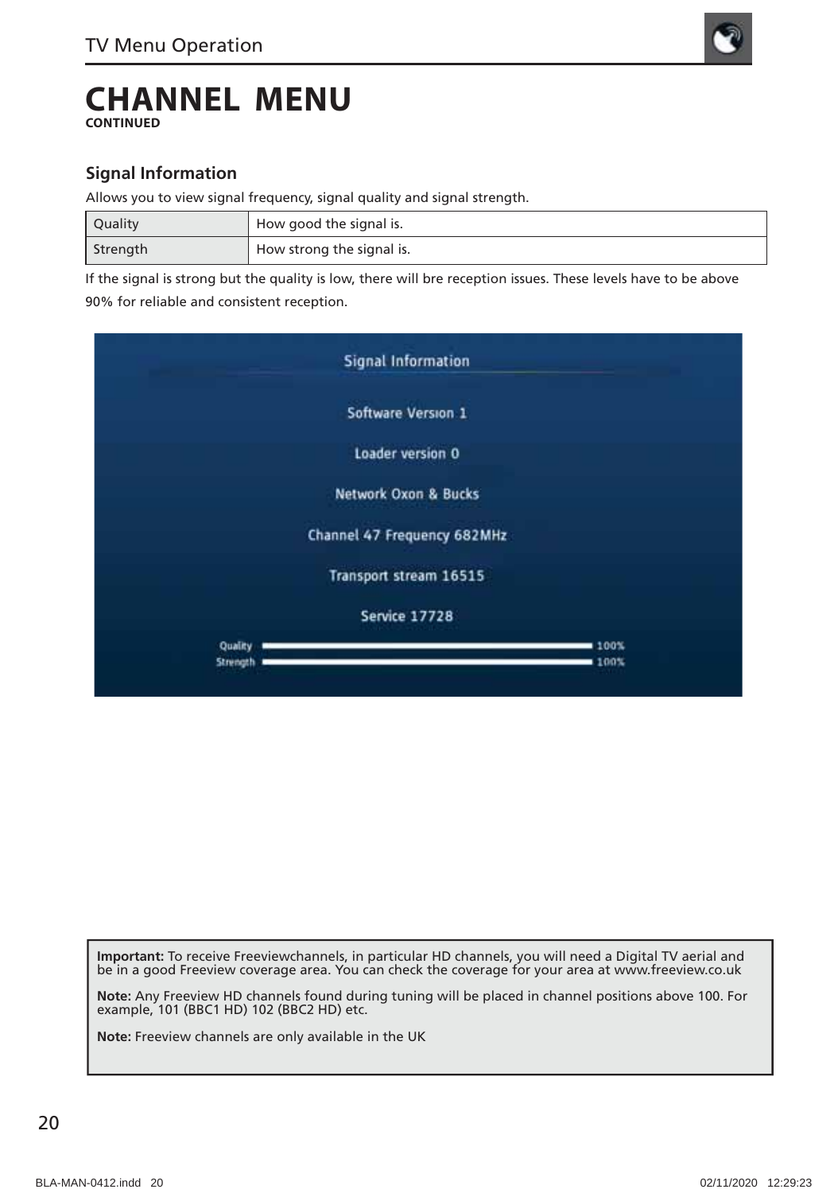# CHANNEL MENU

**CONTINUED**

### Signal Information

Allows you to view signal frequency, signal quality and signal strength.

| Quality | How good the signal is. |
|---|---|
| Strength | How strong the signal is. |

If the signal is strong but the quality is low, there will bre reception issues. These levels have to be above 90% for reliable and consistent reception.

Signal Information

Software Version 1

Loader version 0

Network Oxon & Bucks

Channel 47 Frequency 682MHz

Transport stream 16515

Service 17728

Quality 100%

Strength 100%

**Important:** To receive Freeviewchannels, in particular HD channels, you will need a Digital TV aerial and be in a good Freeview coverage area. You can check the coverage for your area at www.freeview.co.uk

**Note:** Any Freeview HD channels found during tuning will be placed in channel positions above 100. For example, 101 (BBC1 HD) 102 (BBC2 HD) etc.

**Note:** Freeview channels are only available in the UK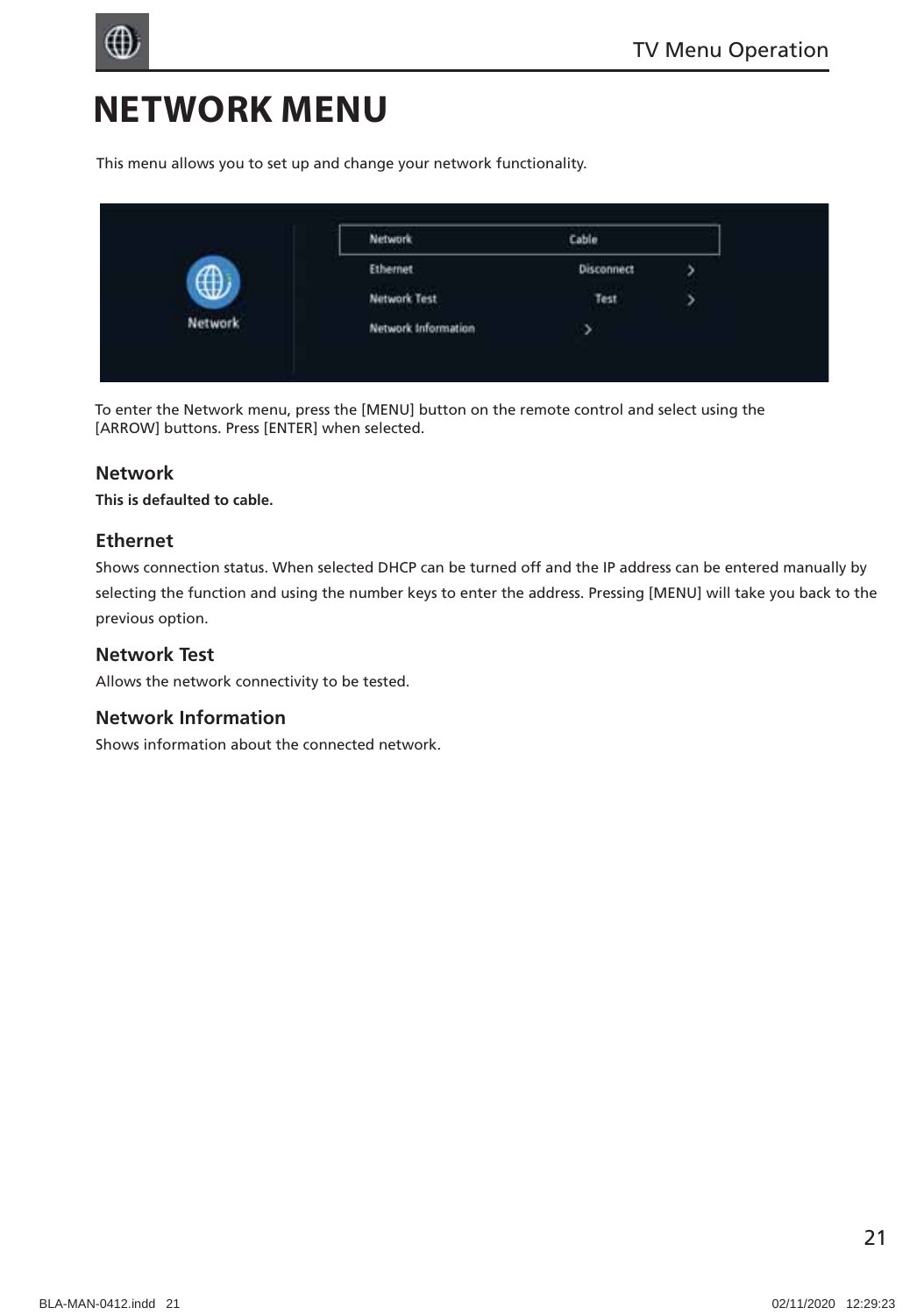# NETWORK MENU

This menu allows you to set up and change your network functionality.

To enter the Network menu, press the [MENU] button on the remote control and select using the [ARROW] buttons. Press [ENTER] when selected.

### Network

**This is defaulted to cable.**

### Ethernet

Shows connection status. When selected DHCP can be turned off and the IP address can be entered manually by selecting the function and using the number keys to enter the address. Pressing [MENU] will take you back to the previous option.

### Network Test

Allows the network connectivity to be tested.

### Network Information

Shows information about the connected network.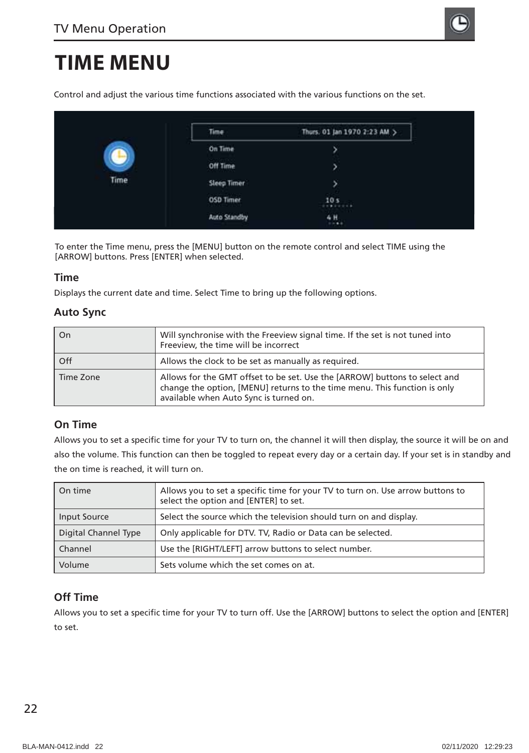# TIME MENU

Control and adjust the various time functions associated with the various functions on the set.

To enter the Time menu, press the [MENU] button on the remote control and select TIME using the [ARROW] buttons. Press [ENTER] when selected.

## Time

Displays the current date and time. Select Time to bring up the following options.

## Auto Sync

| On | Will synchronise with the Freeview signal time. If the set is not tuned into Freeview, the time will be incorrect |
|---|---|
| Off | Allows the clock to be set as manually as required. |
| Time Zone | Allows for the GMT offset to be set. Use the [ARROW] buttons to select and change the option, [MENU] returns to the time menu. This function is only available when Auto Sync is turned on. |

## On Time

Allows you to set a specific time for your TV to turn on, the channel it will then display, the source it will be on and also the volume. This function can then be toggled to repeat every day or a certain day. If your set is in standby and the on time is reached, it will turn on.

| On time | Allows you to set a specific time for your TV to turn on. Use arrow buttons to select the option and [ENTER] to set. |
|---|---|
| Input Source | Select the source which the television should turn on and display. |
| Digital Channel Type | Only applicable for DTV. TV, Radio or Data can be selected. |
| Channel | Use the [RIGHT/LEFT] arrow buttons to select number. |
| Volume | Sets volume which the set comes on at. |

## Off Time

Allows you to set a specific time for your TV to turn off. Use the [ARROW] buttons to select the option and [ENTER] to set.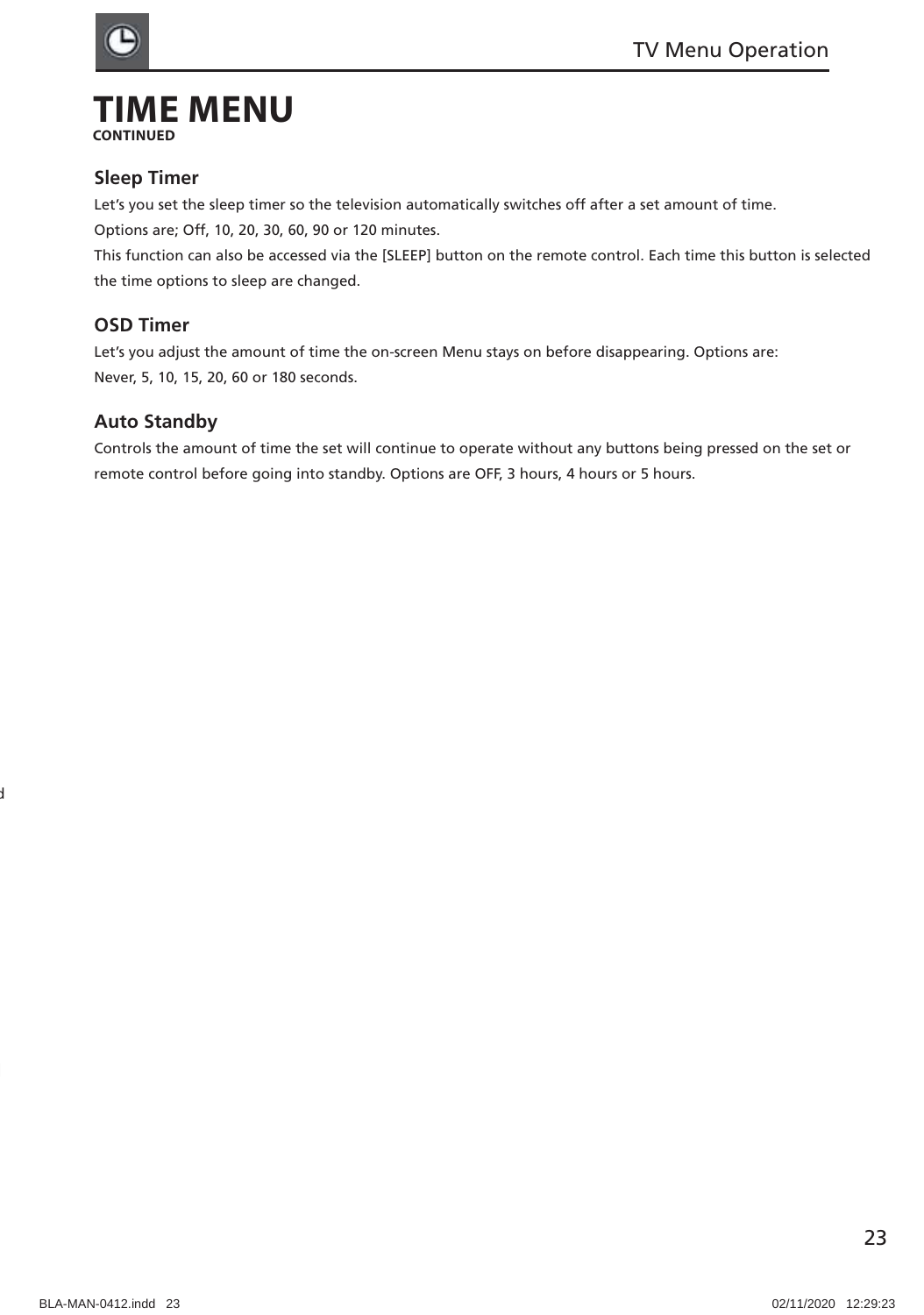# TIME MENU

**CONTINUED**

## Sleep Timer

Let's you set the sleep timer so the television automatically switches off after a set amount of time.
Options are; Off, 10, 20, 30, 60, 90 or 120 minutes.
This function can also be accessed via the [SLEEP] button on the remote control. Each time this button is selected the time options to sleep are changed.

## OSD Timer

Let's you adjust the amount of time the on-screen Menu stays on before disappearing. Options are:
Never, 5, 10, 15, 20, 60 or 180 seconds.

## Auto Standby

Controls the amount of time the set will continue to operate without any buttons being pressed on the set or remote control before going into standby. Options are OFF, 3 hours, 4 hours or 5 hours.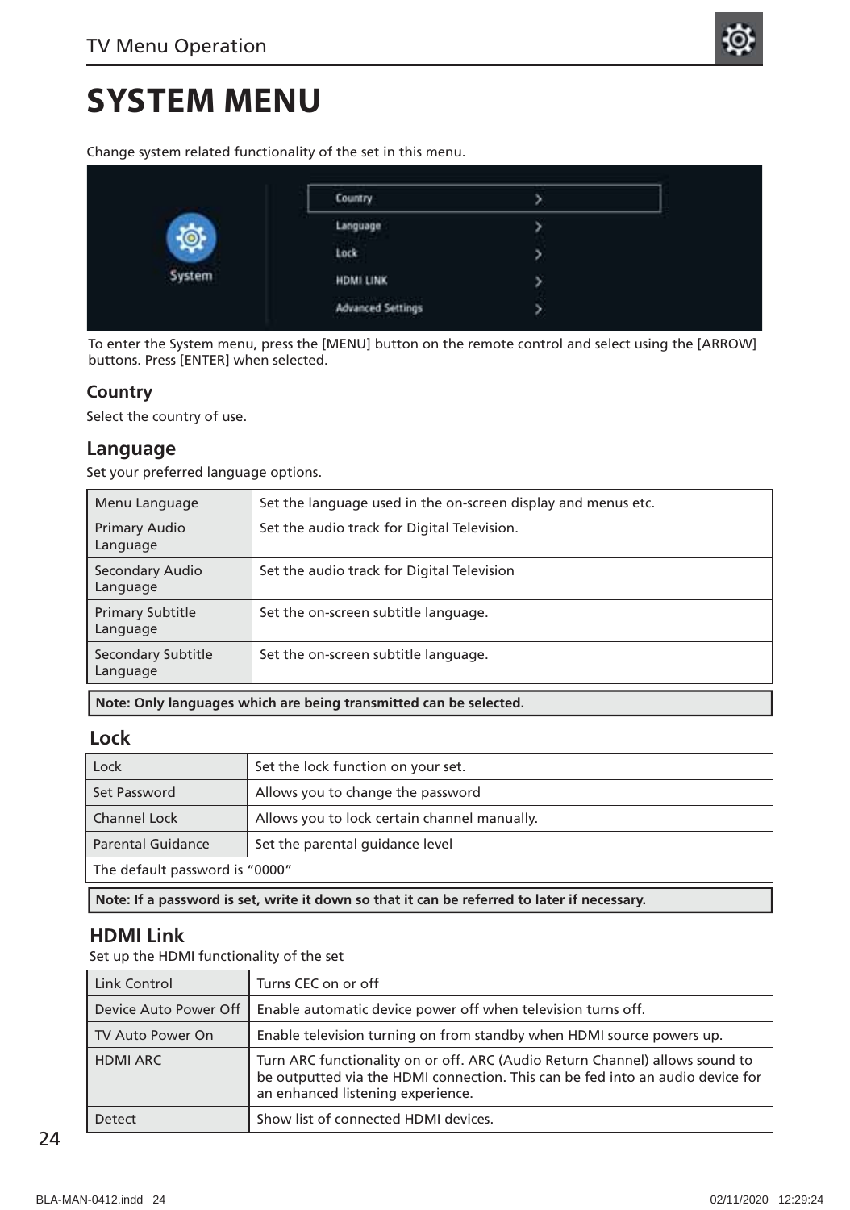# SYSTEM MENU

Change system related functionality of the set in this menu.

To enter the System menu, press the [MENU] button on the remote control and select using the [ARROW] buttons. Press [ENTER] when selected.

## Country

Select the country of use.

## Language

Set your preferred language options.

| Menu Language | Set the language used in the on-screen display and menus etc. |
|---|---|
| Primary Audio Language | Set the audio track for Digital Television. |
| Secondary Audio Language | Set the audio track for Digital Television |
| Primary Subtitle Language | Set the on-screen subtitle language. |
| Secondary Subtitle Language | Set the on-screen subtitle language. |

**Note: Only languages which are being transmitted can be selected.**

## Lock

| Lock | Set the lock function on your set. |
|---|---|
| Set Password | Allows you to change the password |
| Channel Lock | Allows you to lock certain channel manually. |
| Parental Guidance | Set the parental guidance level |
| The default password is “0000” | |

**Note: If a password is set, write it down so that it can be referred to later if necessary.**

## HDMI Link

Set up the HDMI functionality of the set

| Link Control | Turns CEC on or off |
|---|---|
| Device Auto Power Off | Enable automatic device power off when television turns off. |
| TV Auto Power On | Enable television turning on from standby when HDMI source powers up. |
| HDMI ARC | Turn ARC functionality on or off. ARC (Audio Return Channel) allows sound to be outputted via the HDMI connection. This can be fed into an audio device for an enhanced listening experience. |
| Detect | Show list of connected HDMI devices. |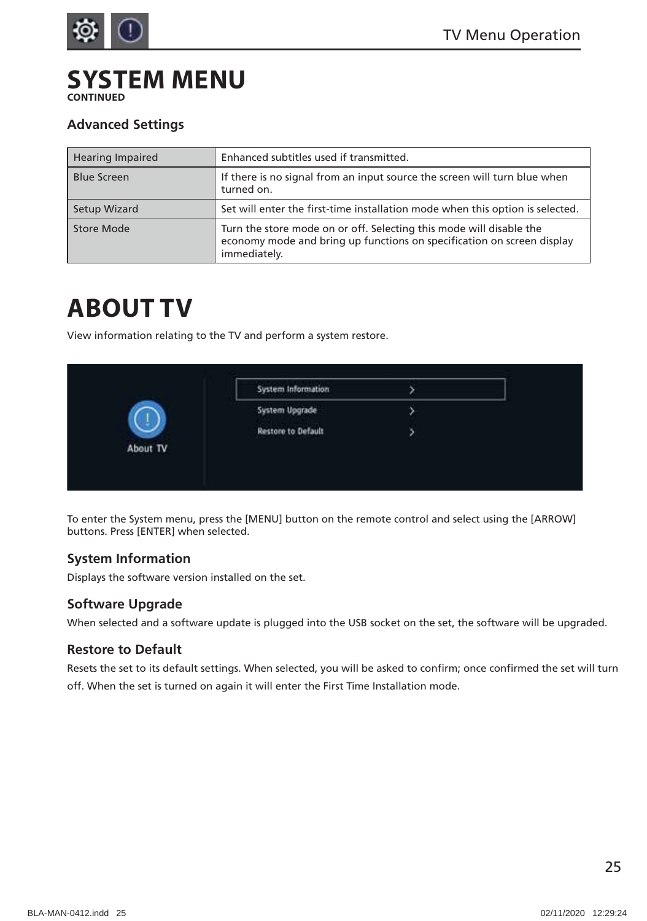# SYSTEM MENU

**CONTINUED**

### Advanced Settings

| Hearing Impaired | Enhanced subtitles used if transmitted. |
|---|---|
| Blue Screen | If there is no signal from an input source the screen will turn blue when turned on. |
| Setup Wizard | Set will enter the first-time installation mode when this option is selected. |
| Store Mode | Turn the store mode on or off. Selecting this mode will disable the economy mode and bring up functions on specification on screen display immediately. |

# ABOUT TV

View information relating to the TV and perform a system restore.

To enter the System menu, press the [MENU] button on the remote control and select using the [ARROW] buttons. Press [ENTER] when selected.

### System Information

Displays the software version installed on the set.

### Software Upgrade

When selected and a software update is plugged into the USB socket on the set, the software will be upgraded.

### Restore to Default

Resets the set to its default settings. When selected, you will be asked to confirm; once confirmed the set will turn off. When the set is turned on again it will enter the First Time Installation mode.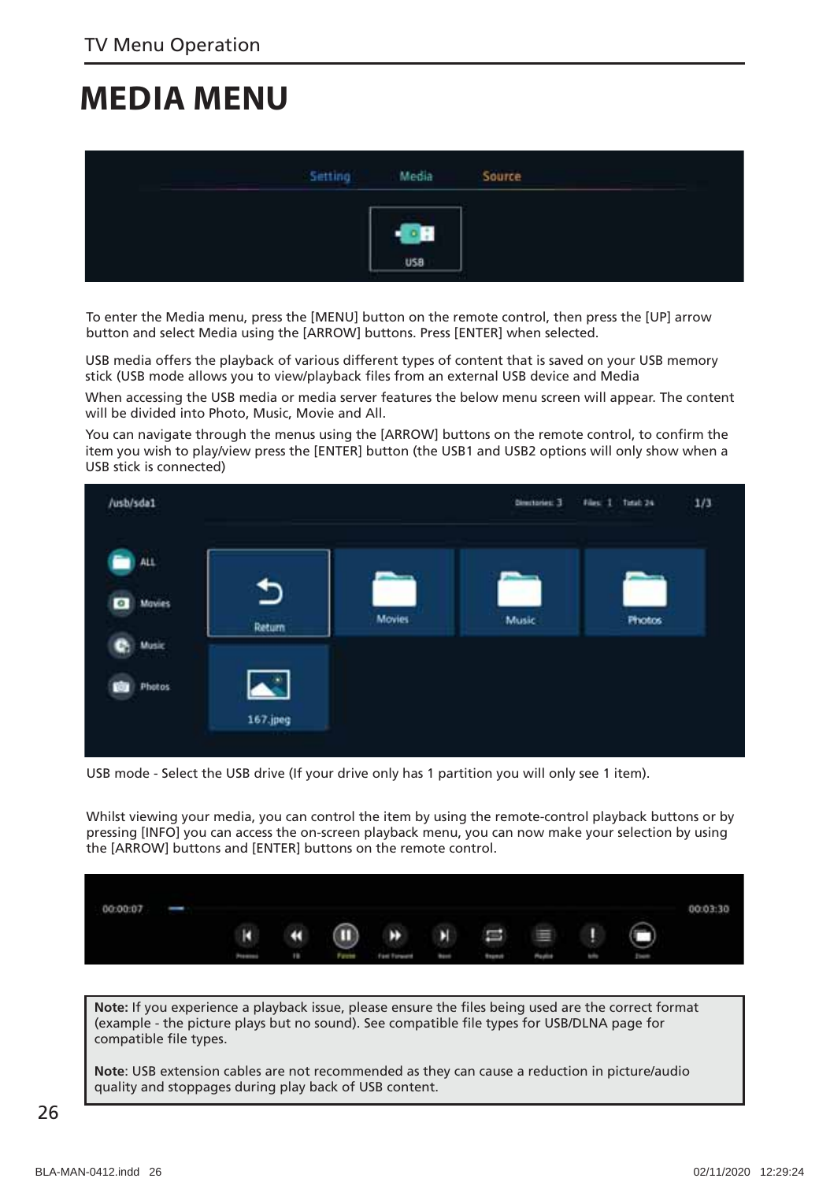# MEDIA MENU

To enter the Media menu, press the [MENU] button on the remote control, then press the [UP] arrow button and select Media using the [ARROW] buttons. Press [ENTER] when selected.

USB media offers the playback of various different types of content that is saved on your USB memory stick (USB mode allows you to view/playback files from an external USB device and Media

When accessing the USB media or media server features the below menu screen will appear. The content will be divided into Photo, Music, Movie and All.

You can navigate through the menus using the [ARROW] buttons on the remote control, to confirm the item you wish to play/view press the [ENTER] button (the USB1 and USB2 options will only show when a USB stick is connected)

USB mode - Select the USB drive (If your drive only has 1 partition you will only see 1 item).

Whilst viewing your media, you can control the item by using the remote-control playback buttons or by pressing [INFO] you can access the on-screen playback menu, you can now make your selection by using the [ARROW] buttons and [ENTER] buttons on the remote control.

**Note:** If you experience a playback issue, please ensure the files being used are the correct format (example - the picture plays but no sound). See compatible file types for USB/DLNA page for compatible file types.

**Note**: USB extension cables are not recommended as they can cause a reduction in picture/audio quality and stoppages during play back of USB content.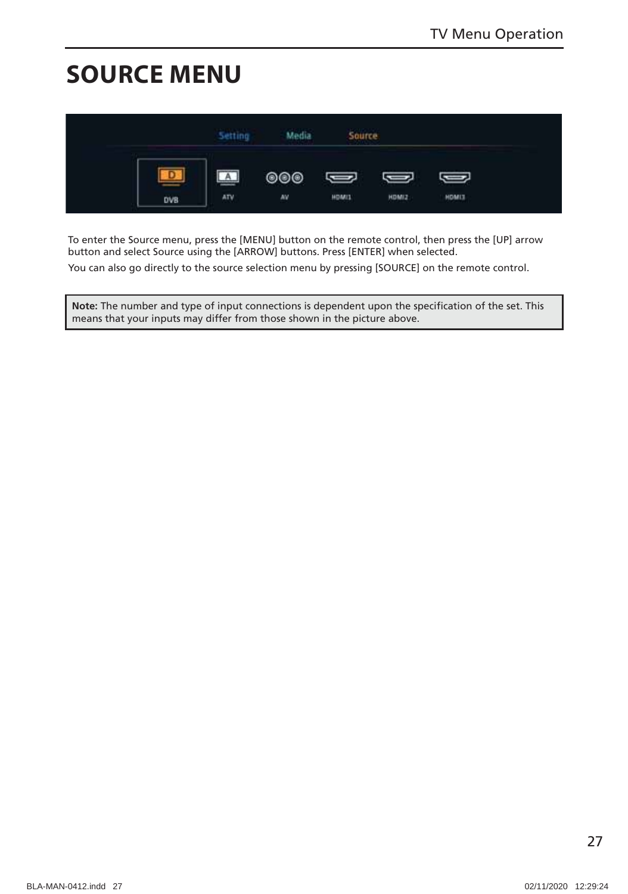# SOURCE MENU

To enter the Source menu, press the [MENU] button on the remote control, then press the [UP] arrow button and select Source using the [ARROW] buttons. Press [ENTER] when selected.

You can also go directly to the source selection menu by pressing [SOURCE] on the remote control.

**Note:** The number and type of input connections is dependent upon the specification of the set. This means that your inputs may differ from those shown in the picture above.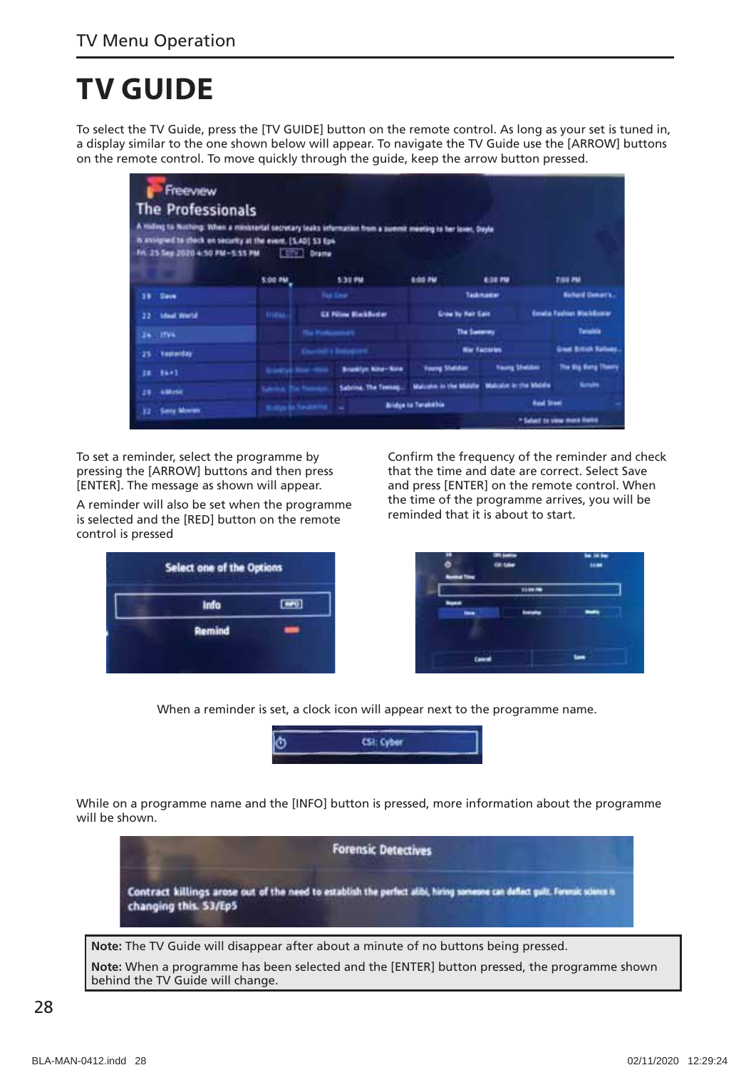# TV GUIDE

To select the TV Guide, press the [TV GUIDE] button on the remote control. As long as your set is tuned in, a display similar to the one shown below will appear. To navigate the TV Guide use the [ARROW] buttons on the remote control. To move quickly through the guide, keep the arrow button pressed.

To set a reminder, select the programme by pressing the [ARROW] buttons and then press [ENTER]. The message as shown will appear.

A reminder will also be set when the programme is selected and the [RED] button on the remote control is pressed

Confirm the frequency of the reminder and check that the time and date are correct. Select Save and press [ENTER] on the remote control. When the time of the programme arrives, you will be reminded that it is about to start.

When a reminder is set, a clock icon will appear next to the programme name.

While on a programme name and the [INFO] button is pressed, more information about the programme will be shown.

**Note:** The TV Guide will disappear after about a minute of no buttons being pressed.

**Note:** When a programme has been selected and the [ENTER] button pressed, the programme shown behind the TV Guide will change.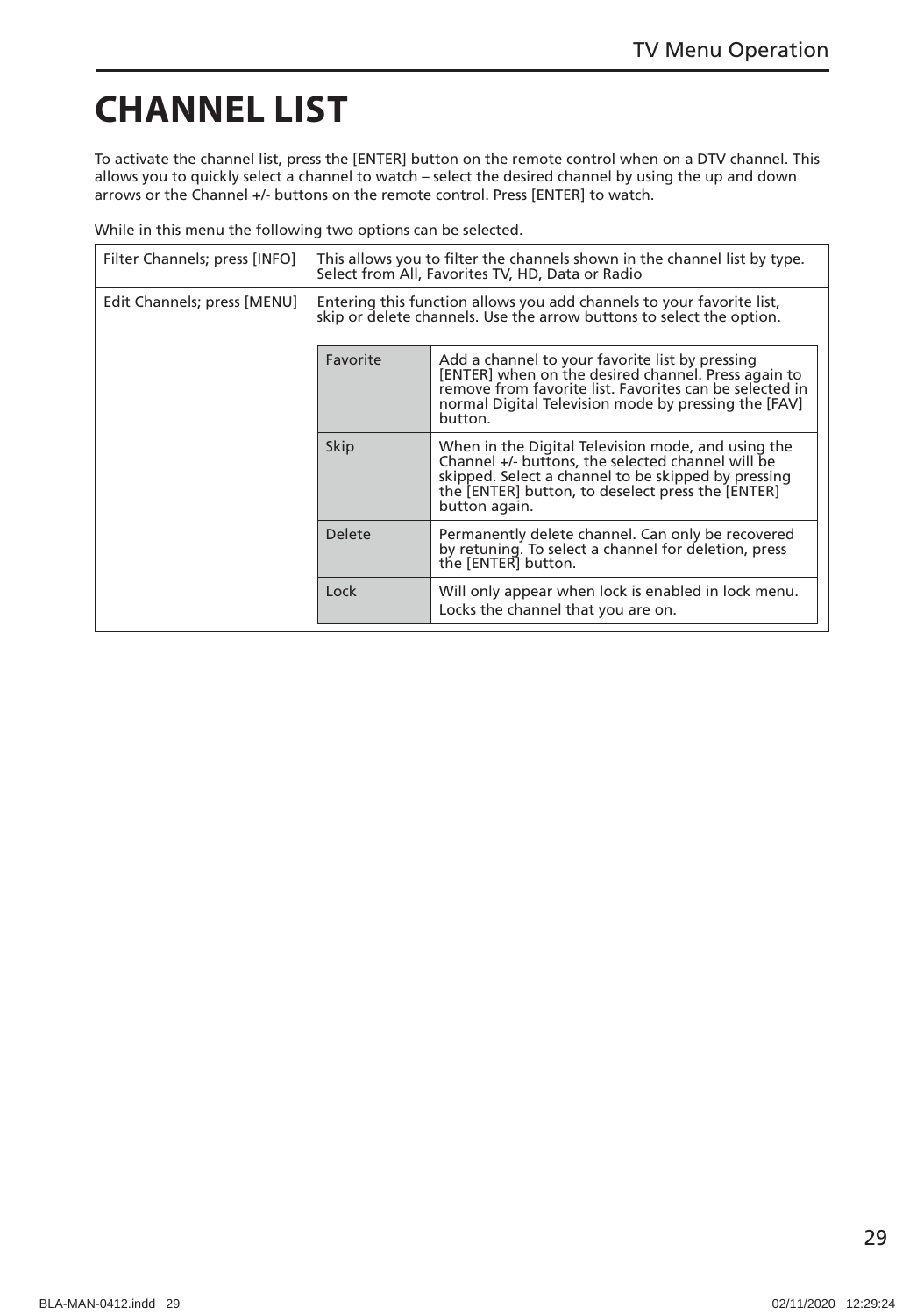# CHANNEL LIST

To activate the channel list, press the [ENTER] button on the remote control when on a DTV channel. This allows you to quickly select a channel to watch – select the desired channel by using the up and down arrows or the Channel +/- buttons on the remote control. Press [ENTER] to watch.

While in this menu the following two options can be selected.

| Filter Channels; press [INFO] | This allows you to filter the channels shown in the channel list by type. Select from All, Favorites TV, HD, Data or Radio | |
|---|---|---|
| Edit Channels; press [MENU] | Entering this function allows you add channels to your favorite list, skip or delete channels. Use the arrow buttons to select the option. | |
| | Favorite | Add a channel to your favorite list by pressing [ENTER] when on the desired channel. Press again to remove from favorite list. Favorites can be selected in normal Digital Television mode by pressing the [FAV] button. |
| | Skip | When in the Digital Television mode, and using the Channel +/- buttons, the selected channel will be skipped. Select a channel to be skipped by pressing the [ENTER] button, to deselect press the [ENTER] button again. |
| | Delete | Permanently delete channel. Can only be recovered by retuning. To select a channel for deletion, press the [ENTER] button. |
| | Lock | Will only appear when lock is enabled in lock menu. Locks the channel that you are on. |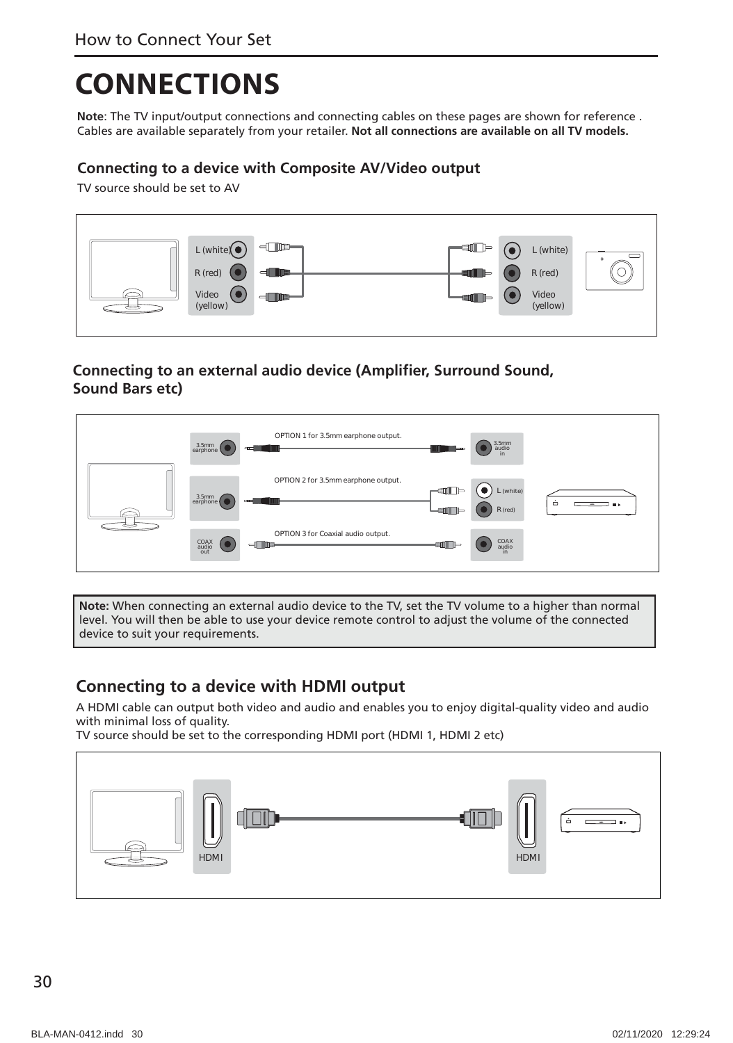# CONNECTIONS

**Note**: The TV input/output connections and connecting cables on these pages are shown for reference . Cables are available separately from your retailer. **Not all connections are available on all TV models.**

## Connecting to a device with Composite AV/Video output

TV source should be set to AV

## Connecting to an external audio device (Amplifier, Surround Sound, Sound Bars etc)

**Note:** When connecting an external audio device to the TV, set the TV volume to a higher than normal level. You will then be able to use your device remote control to adjust the volume of the connected device to suit your requirements.

## Connecting to a device with HDMI output

A HDMI cable can output both video and audio and enables you to enjoy digital-quality video and audio with minimal loss of quality.
TV source should be set to the corresponding HDMI port (HDMI 1, HDMI 2 etc)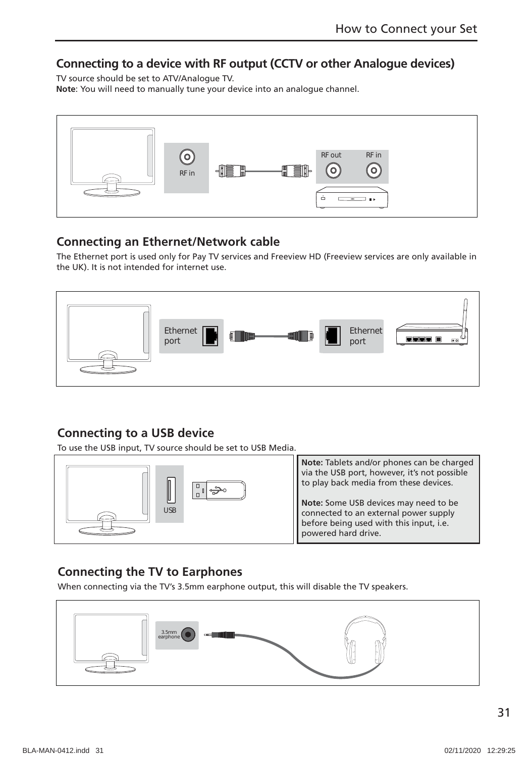## Connecting to a device with RF output (CCTV or other Analogue devices)

TV source should be set to ATV/Analogue TV.
**Note**: You will need to manually tune your device into an analogue channel.

RF in

RF out RF in

## Connecting an Ethernet/Network cable

The Ethernet port is used only for Pay TV services and Freeview HD (Freeview services are only available in the UK). It is not intended for internet use.

Ethernet port

Ethernet port

## Connecting to a USB device

To use the USB input, TV source should be set to USB Media.

USB

**Note:** Tablets and/or phones can be charged via the USB port, however, it's not possible to play back media from these devices.

**Note:** Some USB devices may need to be connected to an external power supply before being used with this input, i.e. powered hard drive.

## Connecting the TV to Earphones

When connecting via the TV's 3.5mm earphone output, this will disable the TV speakers.

3.5mm earphone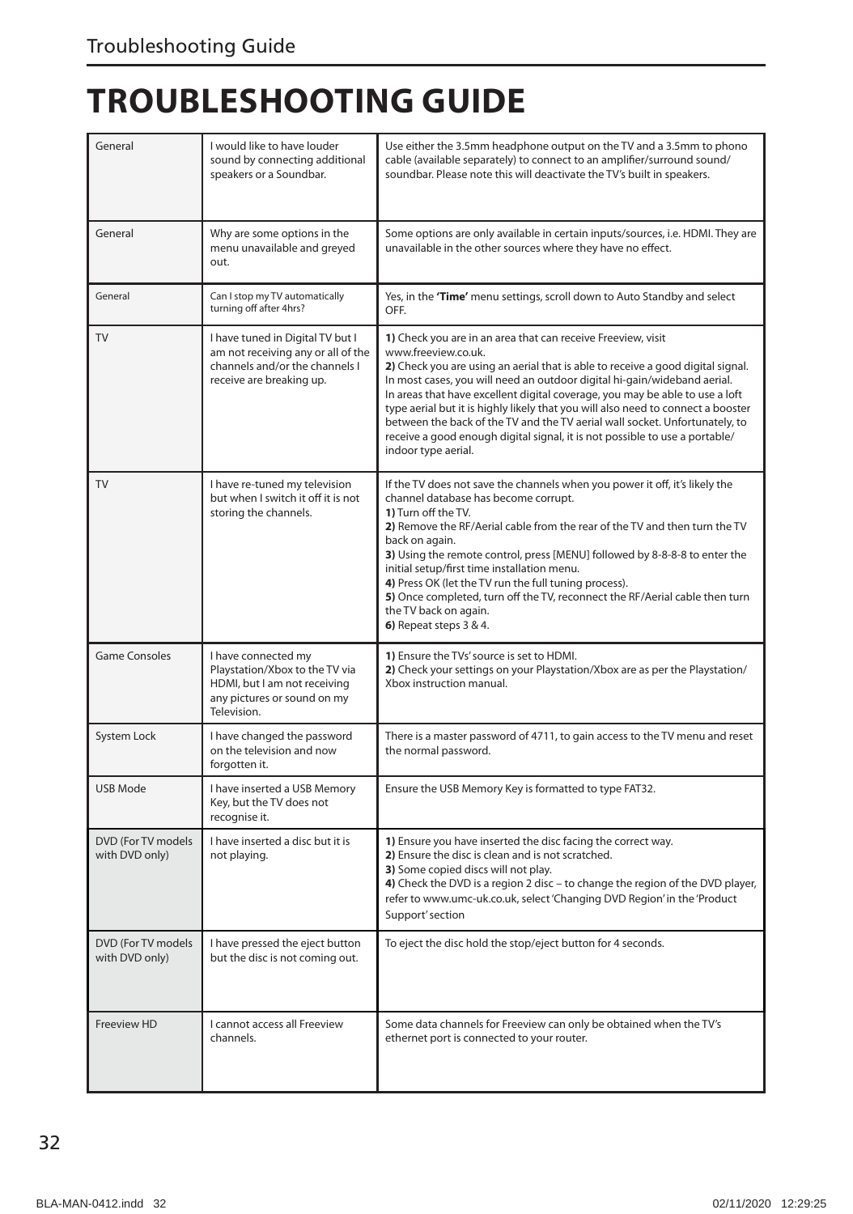# TROUBLESHOOTING GUIDE

| | | |
|---|---|---|
| General | I would like to have louder sound by connecting additional speakers or a Soundbar. | Use either the 3.5mm headphone output on the TV and a 3.5mm to phono cable (available separately) to connect to an amplifier/surround sound/ soundbar. Please note this will deactivate the TV's built in speakers. |
| General | Why are some options in the menu unavailable and greyed out. | Some options are only available in certain inputs/sources, i.e. HDMI. They are unavailable in the other sources where they have no effect. |
| General | Can I stop my TV automatically turning off after 4hrs? | Yes, in the **'Time'** menu settings, scroll down to Auto Standby and select OFF. |
| TV | I have tuned in Digital TV but I am not receiving any or all of the channels and/or the channels I receive are breaking up. | **1)** Check you are in an area that can receive Freeview, visit www.freeview.co.uk.<br>**2)** Check you are using an aerial that is able to receive a good digital signal. In most cases, you will need an outdoor digital hi-gain/wideband aerial. In areas that have excellent digital coverage, you may be able to use a loft type aerial but it is highly likely that you will also need to connect a booster between the back of the TV and the TV aerial wall socket. Unfortunately, to receive a good enough digital signal, it is not possible to use a portable/ indoor type aerial. |
| TV | I have re-tuned my television but when I switch it off it is not storing the channels. | If the TV does not save the channels when you power it off, it's likely the channel database has become corrupt.<br>**1)** Turn off the TV.<br>**2)** Remove the RF/Aerial cable from the rear of the TV and then turn the TV back on again.<br>**3)** Using the remote control, press [MENU] followed by 8-8-8-8 to enter the initial setup/first time installation menu.<br>**4)** Press OK (let the TV run the full tuning process).<br>**5)** Once completed, turn off the TV, reconnect the RF/Aerial cable then turn the TV back on again.<br>**6)** Repeat steps 3 & 4. |
| Game Consoles | I have connected my Playstation/Xbox to the TV via HDMI, but I am not receiving any pictures or sound on my Television. | **1)** Ensure the TVs' source is set to HDMI.<br>**2)** Check your settings on your Playstation/Xbox are as per the Playstation/ Xbox instruction manual. |
| System Lock | I have changed the password on the television and now forgotten it. | There is a master password of 4711, to gain access to the TV menu and reset the normal password. |
| USB Mode | I have inserted a USB Memory Key, but the TV does not recognise it. | Ensure the USB Memory Key is formatted to type FAT32. |
| DVD (For TV models with DVD only) | I have inserted a disc but it is not playing. | **1)** Ensure you have inserted the disc facing the correct way.<br>**2)** Ensure the disc is clean and is not scratched.<br>**3)** Some copied discs will not play.<br>**4)** Check the DVD is a region 2 disc – to change the region of the DVD player, refer to www.umc-uk.co.uk, select 'Changing DVD Region' in the 'Product Support' section |
| DVD (For TV models with DVD only) | I have pressed the eject button but the disc is not coming out. | To eject the disc hold the stop/eject button for 4 seconds. |
| Freeview HD | I cannot access all Freeview channels. | Some data channels for Freeview can only be obtained when the TV's ethernet port is connected to your router. |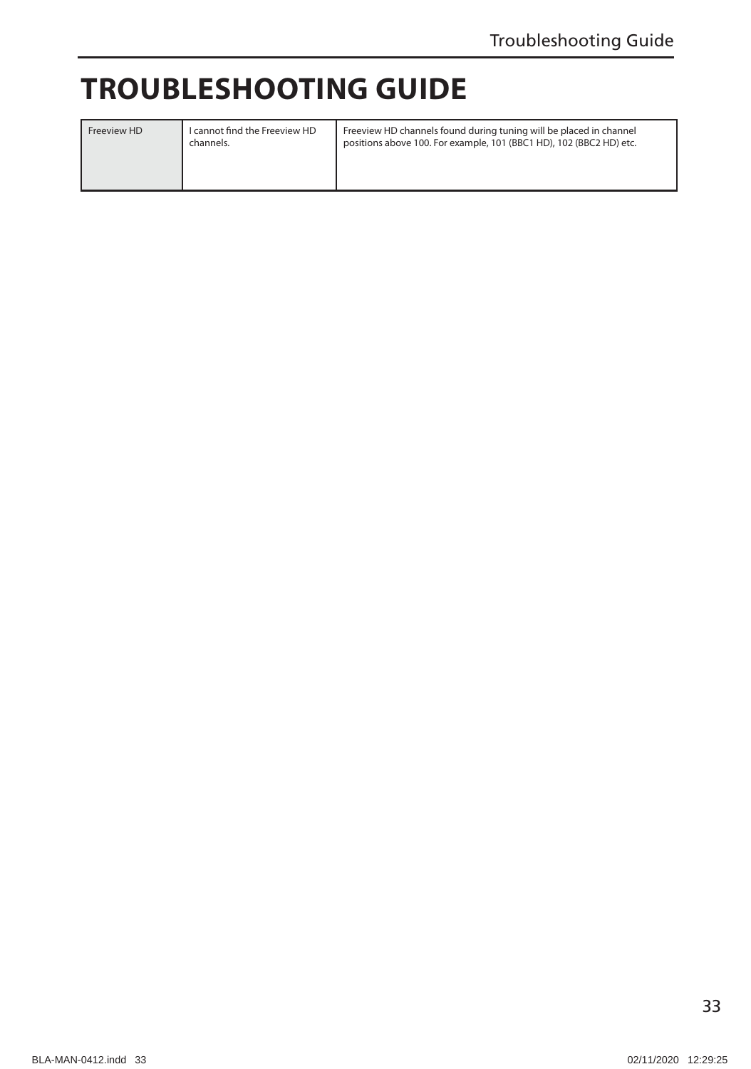# TROUBLESHOOTING GUIDE

| | | |
|---|---|---|
| Freeview HD | I cannot find the Freeview HD channels. | Freeview HD channels found during tuning will be placed in channel positions above 100. For example, 101 (BBC1 HD), 102 (BBC2 HD) etc. |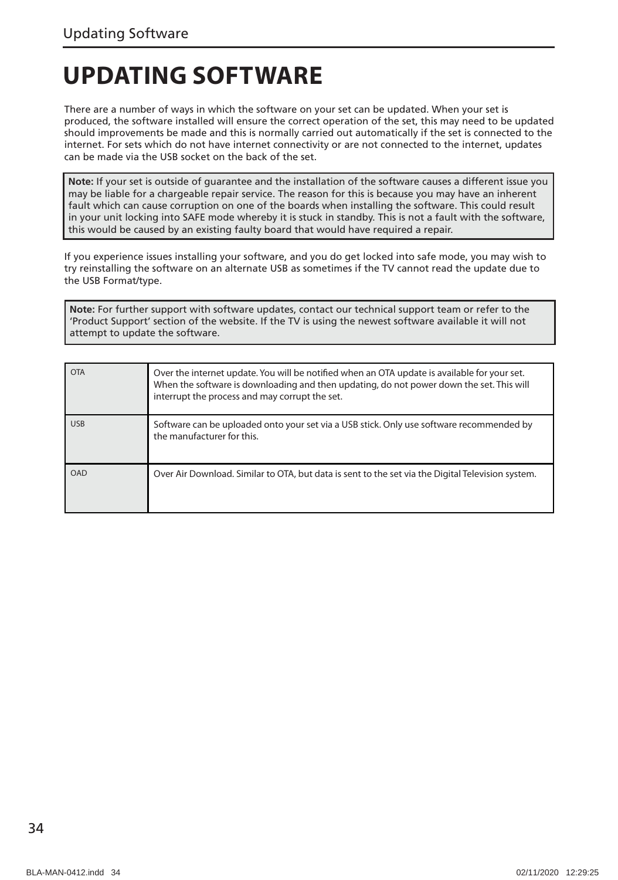# UPDATING SOFTWARE

There are a number of ways in which the software on your set can be updated. When your set is produced, the software installed will ensure the correct operation of the set, this may need to be updated should improvements be made and this is normally carried out automatically if the set is connected to the internet. For sets which do not have internet connectivity or are not connected to the internet, updates can be made via the USB socket on the back of the set.

**Note:** If your set is outside of guarantee and the installation of the software causes a different issue you may be liable for a chargeable repair service. The reason for this is because you may have an inherent fault which can cause corruption on one of the boards when installing the software. This could result in your unit locking into SAFE mode whereby it is stuck in standby. This is not a fault with the software, this would be caused by an existing faulty board that would have required a repair.

If you experience issues installing your software, and you do get locked into safe mode, you may wish to try reinstalling the software on an alternate USB as sometimes if the TV cannot read the update due to the USB Format/type.

**Note:** For further support with software updates, contact our technical support team or refer to the 'Product Support' section of the website. If the TV is using the newest software available it will not attempt to update the software.

| | |
|---|---|
| OTA | Over the internet update. You will be notified when an OTA update is available for your set. When the software is downloading and then updating, do not power down the set. This will interrupt the process and may corrupt the set. |
| USB | Software can be uploaded onto your set via a USB stick. Only use software recommended by the manufacturer for this. |
| OAD | Over Air Download. Similar to OTA, but data is sent to the set via the Digital Television system. |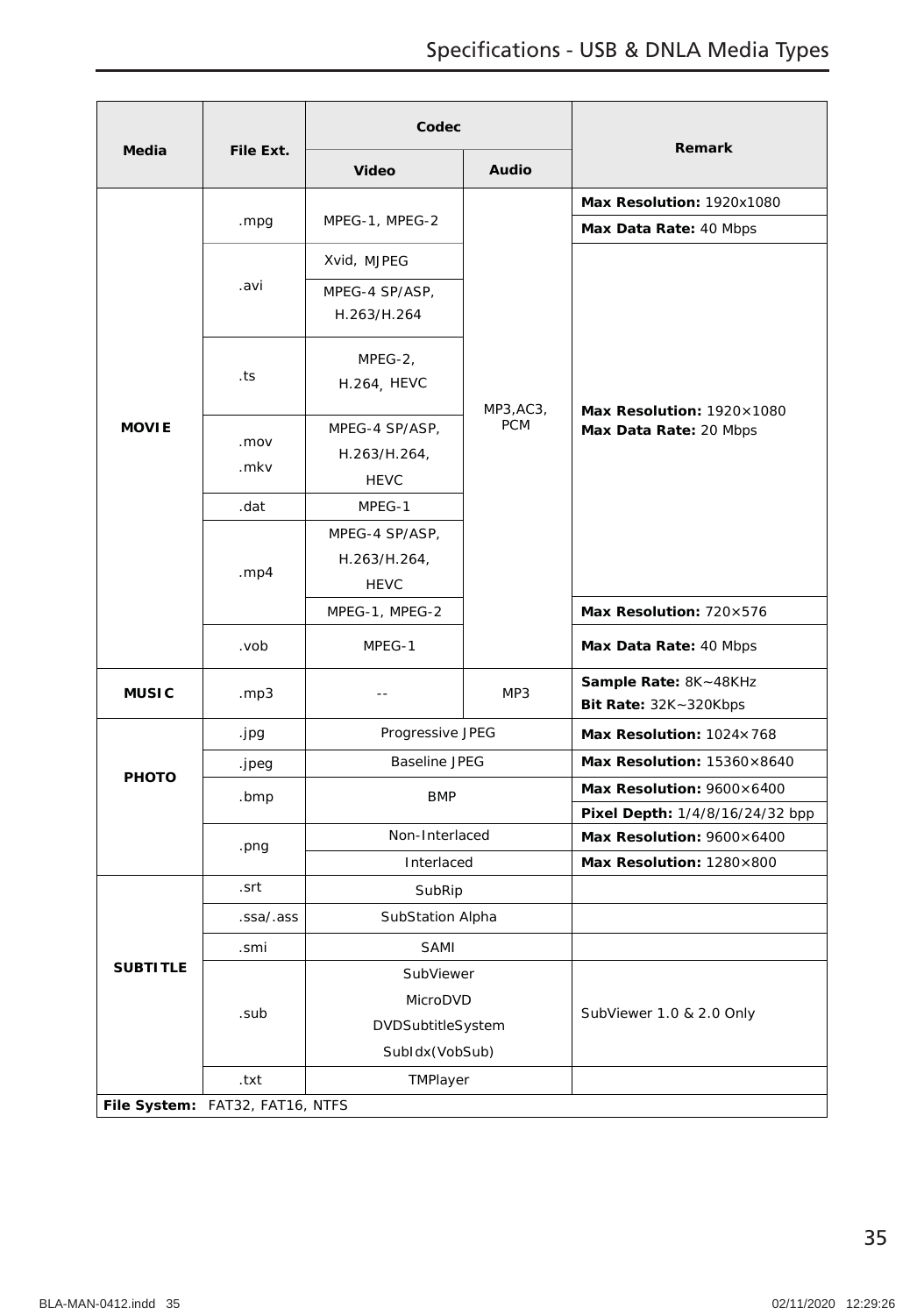# Specifications - USB & DNLA Media Types

| Media | File Ext. | Codec | | Remark |
|---|---|---|---|---|
| | | Video | Audio | |
| MOVIE | .mpg | MPEG-1, MPEG-2 | MP3,AC3, PCM | **Max Resolution:** 1920x1080 **Max Data Rate:** 40 Mbps |
| | .avi | Xvid, MJPEG | | **Max Resolution:** 1920×1080 **Max Data Rate:** 20 Mbps |
| | | MPEG-4 SP/ASP, H.263/H.264 | | |
| | .ts | MPEG-2, H.264, HEVC | | |
| | .mov .mkv | MPEG-4 SP/ASP, H.263/H.264, HEVC | | |
| | .dat | MPEG-1 | | |
| | .mp4 | MPEG-4 SP/ASP, H.263/H.264, HEVC | | |
| | | MPEG-1, MPEG-2 | | **Max Resolution:** 720×576 |
| | .vob | MPEG-1 | | **Max Data Rate:** 40 Mbps |
| MUSIC | .mp3 | -- | MP3 | **Sample Rate:** 8K~48KHz **Bit Rate:** 32K~320Kbps |
| PHOTO | .jpg | Progressive JPEG | | **Max Resolution:** 1024×768 |
| | .jpeg | Baseline JPEG | | **Max Resolution:** 15360×8640 |
| | .bmp | BMP | | **Max Resolution:** 9600×6400 **Pixel Depth:** 1/4/8/16/24/32 bpp |
| | .png | Non-Interlaced | | **Max Resolution:** 9600×6400 |
| | | Interlaced | | **Max Resolution:** 1280×800 |
| SUBTITLE | .srt | SubRip | | |
| | .ssa/.ass | SubStation Alpha | | |
| | .smi | SAMI | | |
| | .sub | SubViewer MicroDVD DVDSubtitleSystem SubIdx(VobSub) | | SubViewer 1.0 & 2.0 Only |
| | .txt | TMPlayer | | |

**File System:** FAT32, FAT16, NTFS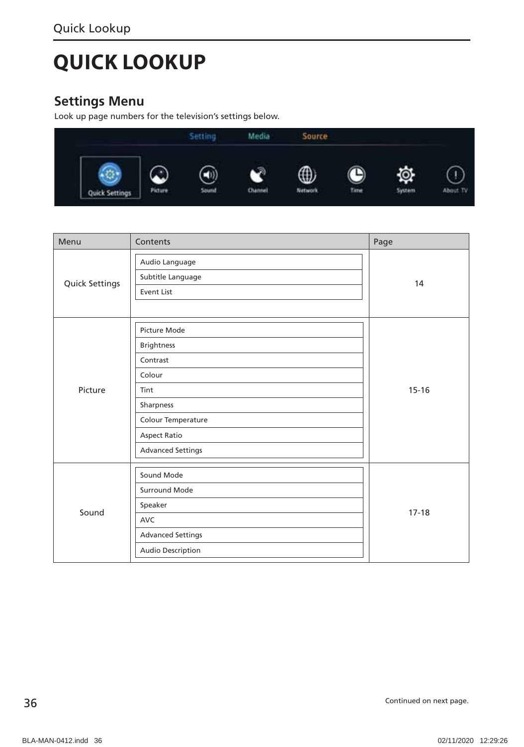# QUICK LOOKUP

## Settings Menu

Look up page numbers for the television's settings below.

| Menu | Contents | Page |
|---|---|---|
| Quick Settings | Audio Language<br>Subtitle Language<br>Event List | 14 |
| Picture | Picture Mode<br>Brightness<br>Contrast<br>Colour<br>Tint<br>Sharpness<br>Colour Temperature<br>Aspect Ratio<br>Advanced Settings | 15-16 |
| Sound | Sound Mode<br>Surround Mode<br>Speaker<br>AVC<br>Advanced Settings<br>Audio Description | 17-18 |

Continued on next page.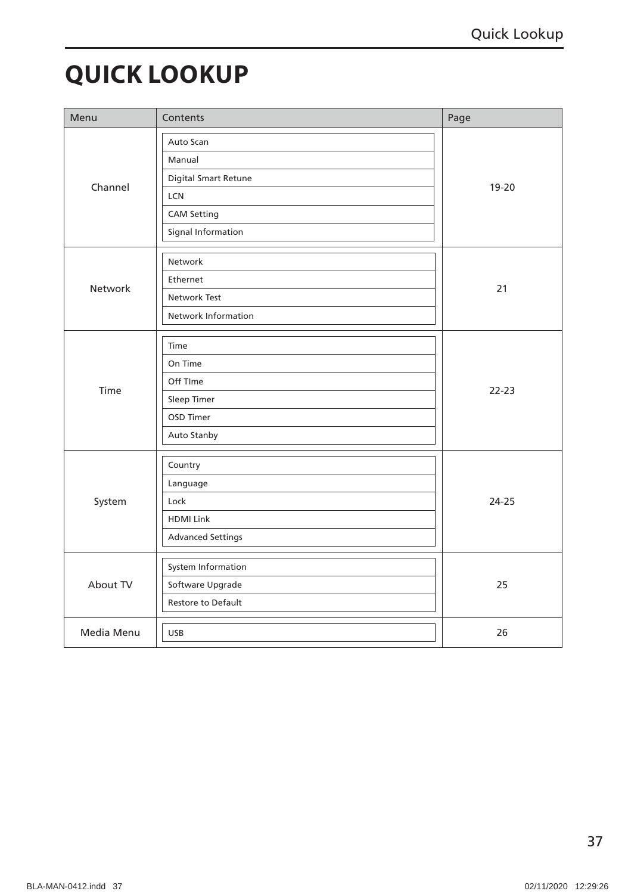# QUICK LOOKUP

| Menu | Contents | Page |
| --- | --- | --- |
| Channel | Auto Scan<br>Manual<br>Digital Smart Retune<br>LCN<br>CAM Setting<br>Signal Information | 19-20 |
| Network | Network<br>Ethernet<br>Network Test<br>Network Information | 21 |
| Time | Time<br>On Time<br>Off TIme<br>Sleep Timer<br>OSD Timer<br>Auto Stanby | 22-23 |
| System | Country<br>Language<br>Lock<br>HDMI Link<br>Advanced Settings | 24-25 |
| About TV | System Information<br>Software Upgrade<br>Restore to Default | 25 |
| Media Menu | USB | 26 |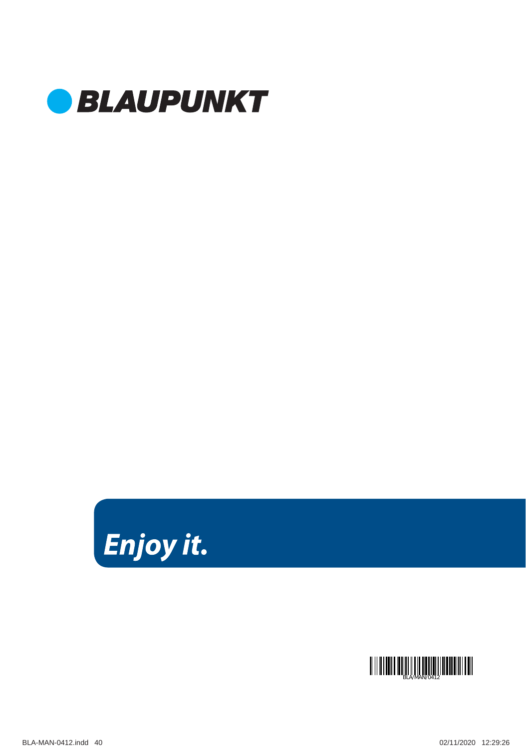BLAUPUNKT

*Enjoy it.*

BLA/MAN/0412